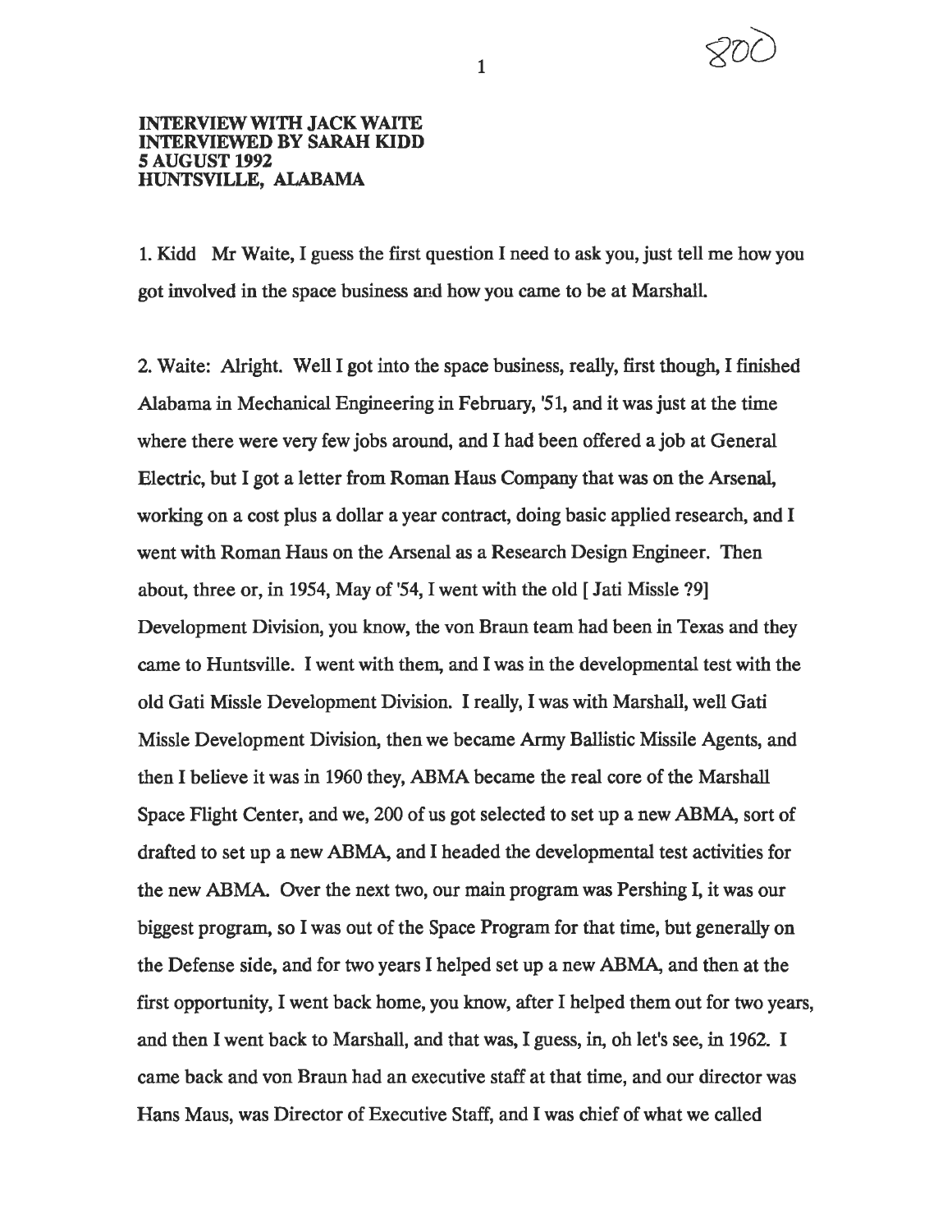**INTERVIEW WITH JACK WAITE**
**INTERVIEWED BY SARAH KIDD**
**5 AUGUST 1992**
**HUNTSVILLE, ALABAMA**

1. Kidd Mr Waite, I guess the first question I need to ask you, just tell me how you got involved in the space business and how you came to be at Marshall.

2. Waite: Alright. Well I got into the space business, really, first though, I finished Alabama in Mechanical Engineering in February, '51, and it was just at the time where there were very few jobs around, and I had been offered a job at General Electric, but I got a letter from Roman Haus Company that was on the Arsenal, working on a cost plus a dollar a year contract, doing basic applied research, and I went with Roman Haus on the Arsenal as a Research Design Engineer. Then about, three or, in 1954, May of '54, I went with the old [ Jati Missle ?9] Development Division, you know, the von Braun team had been in Texas and they came to Huntsville. I went with them, and I was in the developmental test with the old Gati Missle Development Division. I really, I was with Marshall, well Gati Missle Development Division, then we became Army Ballistic Missile Agents, and then I believe it was in 1960 they, ABMA became the real core of the Marshall Space Flight Center, and we, 200 of us got selected to set up a new ABMA, sort of drafted to set up a new ABMA, and I headed the developmental test activities for the new ABMA. Over the next two, our main program was Pershing I, it was our biggest program, so I was out of the Space Program for that time, but generally on the Defense side, and for two years I helped set up a new ABMA, and then at the first opportunity, I went back home, you know, after I helped them out for two years, and then I went back to Marshall, and that was, I guess, in, oh let's see, in 1962. I came back and von Braun had an executive staff at that time, and our director was Hans Maus, was Director of Executive Staff, and I was chief of what we called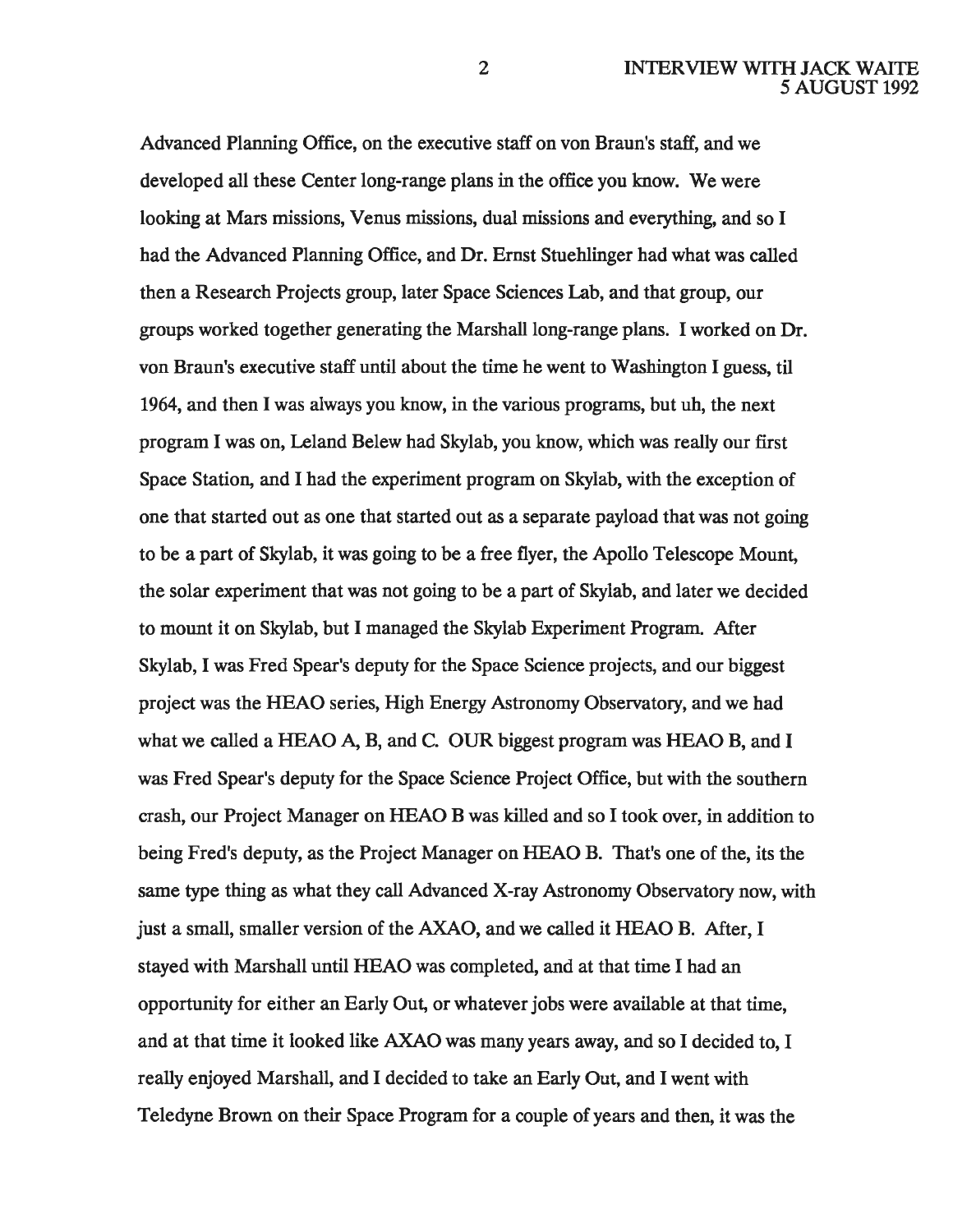Advanced Planning Office, on the executive staff on von Braun's staff, and we developed all these Center long-range plans in the office you know. We were looking at Mars missions, Venus missions, dual missions and everything, and so I had the Advanced Planning Office, and Dr. Ernst Stuehlinger had what was called then a Research Projects group, later Space Sciences Lab, and that group, our groups worked together generating the Marshall long-range plans. I worked on Dr. von Braun's executive staff until about the time he went to Washington I guess, til 1964, and then I was always you know, in the various programs, but uh, the next program I was on, Leland Belew had Skylab, you know, which was really our first Space Station, and I had the experiment program on Skylab, with the exception of one that started out as one that started out as a separate payload that was not going to be a part of Skylab, it was going to be a free flyer, the Apollo Telescope Mount, the solar experiment that was not going to be a part of Skylab, and later we decided to mount it on Skylab, but I managed the Skylab Experiment Program. After Skylab, I was Fred Spear's deputy for the Space Science projects, and our biggest project was the HEAO series, High Energy Astronomy Observatory, and we had what we called a HEAO A, B, and C. OUR biggest program was HEAO B, and I was Fred Spear's deputy for the Space Science Project Office, but with the southern crash, our Project Manager on HEAO B was killed and so I took over, in addition to being Fred's deputy, as the Project Manager on HEAO B. That's one of the, its the same type thing as what they call Advanced X-ray Astronomy Observatory now, with just a small, smaller version of the AXAO, and we called it HEAO B. After, I stayed with Marshall until HEAO was completed, and at that time I had an opportunity for either an Early Out, or whatever jobs were available at that time, and at that time it looked like AXAO was many years away, and so I decided to, I really enjoyed Marshall, and I decided to take an Early Out, and I went with Teledyne Brown on their Space Program for a couple of years and then, it was the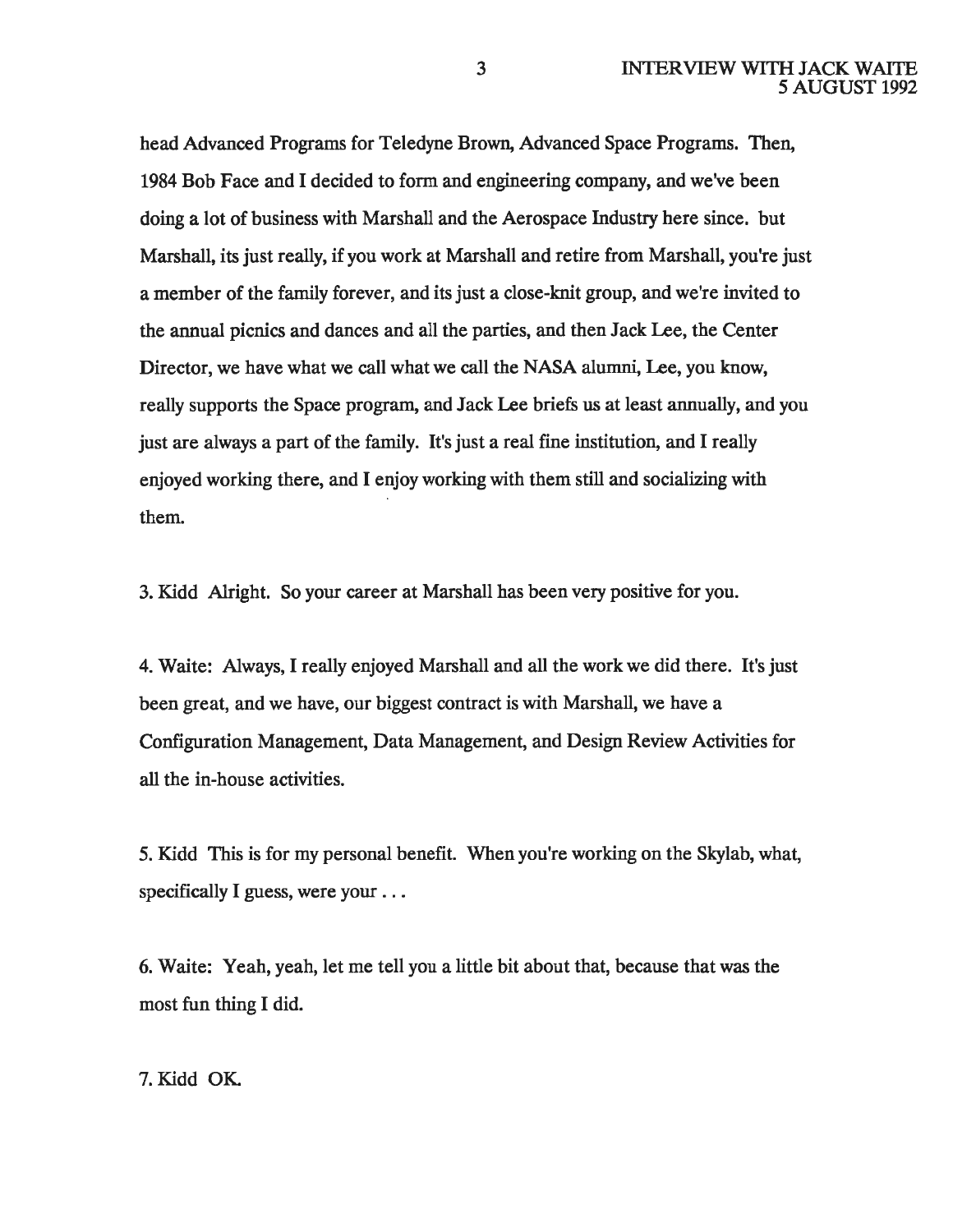head Advanced Programs for Teledyne Brown, Advanced Space Programs. Then, 1984 Bob Face and I decided to form and engineering company, and we've been doing a lot of business with Marshall and the Aerospace Industry here since. but Marshall, its just really, if you work at Marshall and retire from Marshall, you're just a member of the family forever, and its just a close-knit group, and we're invited to the annual picnics and dances and all the parties, and then Jack Lee, the Center Director, we have what we call what we call the NASA alumni, Lee, you know, really supports the Space program, and Jack Lee briefs us at least annually, and you just are always a part of the family. It's just a real fine institution, and I really enjoyed working there, and I enjoy working with them still and socializing with them.

3. Kidd Alright. So your career at Marshall has been very positive for you.

4. Waite: Always, I really enjoyed Marshall and all the work we did there. It's just been great, and we have, our biggest contract is with Marshall, we have a Configuration Management, Data Management, and Design Review Activities for all the in-house activities.

5. Kidd This is for my personal benefit. When you're working on the Skylab, what, specifically I guess, were your . . .

6. Waite: Yeah, yeah, let me tell you a little bit about that, because that was the most fun thing I did.

7. Kidd OK.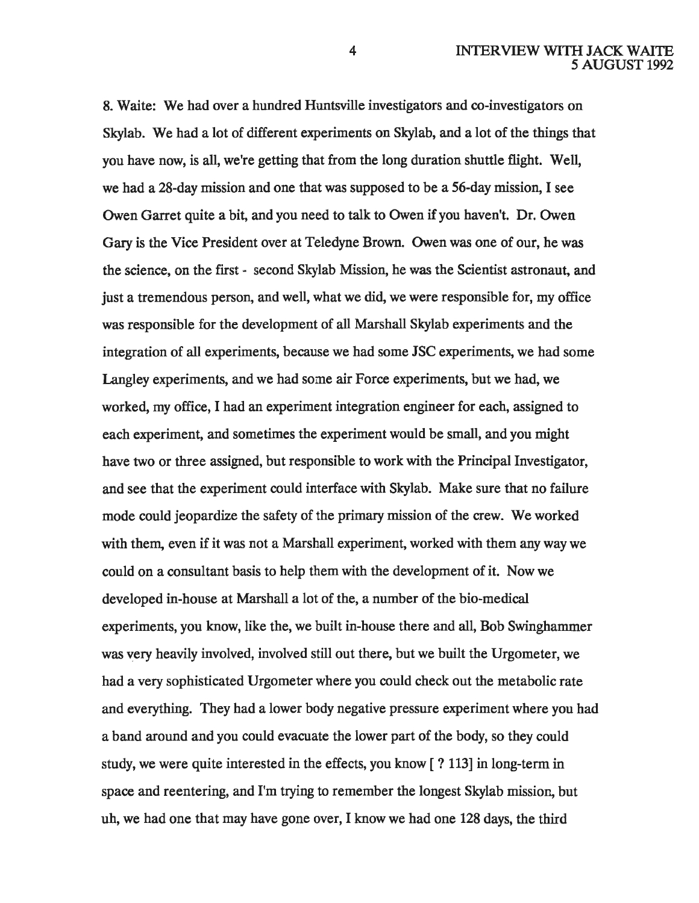8. Waite: We had over a hundred Huntsville investigators and co-investigators on Skylab. We had a lot of different experiments on Skylab, and a lot of the things that you have now, is all, we're getting that from the long duration shuttle flight. Well, we had a 28-day mission and one that was supposed to be a 56-day mission, I see Owen Garret quite a bit, and you need to talk to Owen if you haven't. Dr. Owen Gary is the Vice President over at Teledyne Brown. Owen was one of our, he was the science, on the first - second Skylab Mission, he was the Scientist astronaut, and just a tremendous person, and well, what we did, we were responsible for, my office was responsible for the development of all Marshall Skylab experiments and the integration of all experiments, because we had some JSC experiments, we had some Langley experiments, and we had some air Force experiments, but we had, we worked, my office, I had an experiment integration engineer for each, assigned to each experiment, and sometimes the experiment would be small, and you might have two or three assigned, but responsible to work with the Principal Investigator, and see that the experiment could interface with Skylab. Make sure that no failure mode could jeopardize the safety of the primary mission of the crew. We worked with them, even if it was not a Marshall experiment, worked with them any way we could on a consultant basis to help them with the development of it. Now we developed in-house at Marshall a lot of the, a number of the bio-medical experiments, you know, like the, we built in-house there and all, Bob Swinghammer was very heavily involved, involved still out there, but we built the Urgometer, we had a very sophisticated Urgometer where you could check out the metabolic rate and everything. They had a lower body negative pressure experiment where you had a band around and you could evacuate the lower part of the body, so they could study, we were quite interested in the effects, you know [ ? 113] in long-term in space and reentering, and I'm trying to remember the longest Skylab mission, but uh, we had one that may have gone over, I know we had one 128 days, the third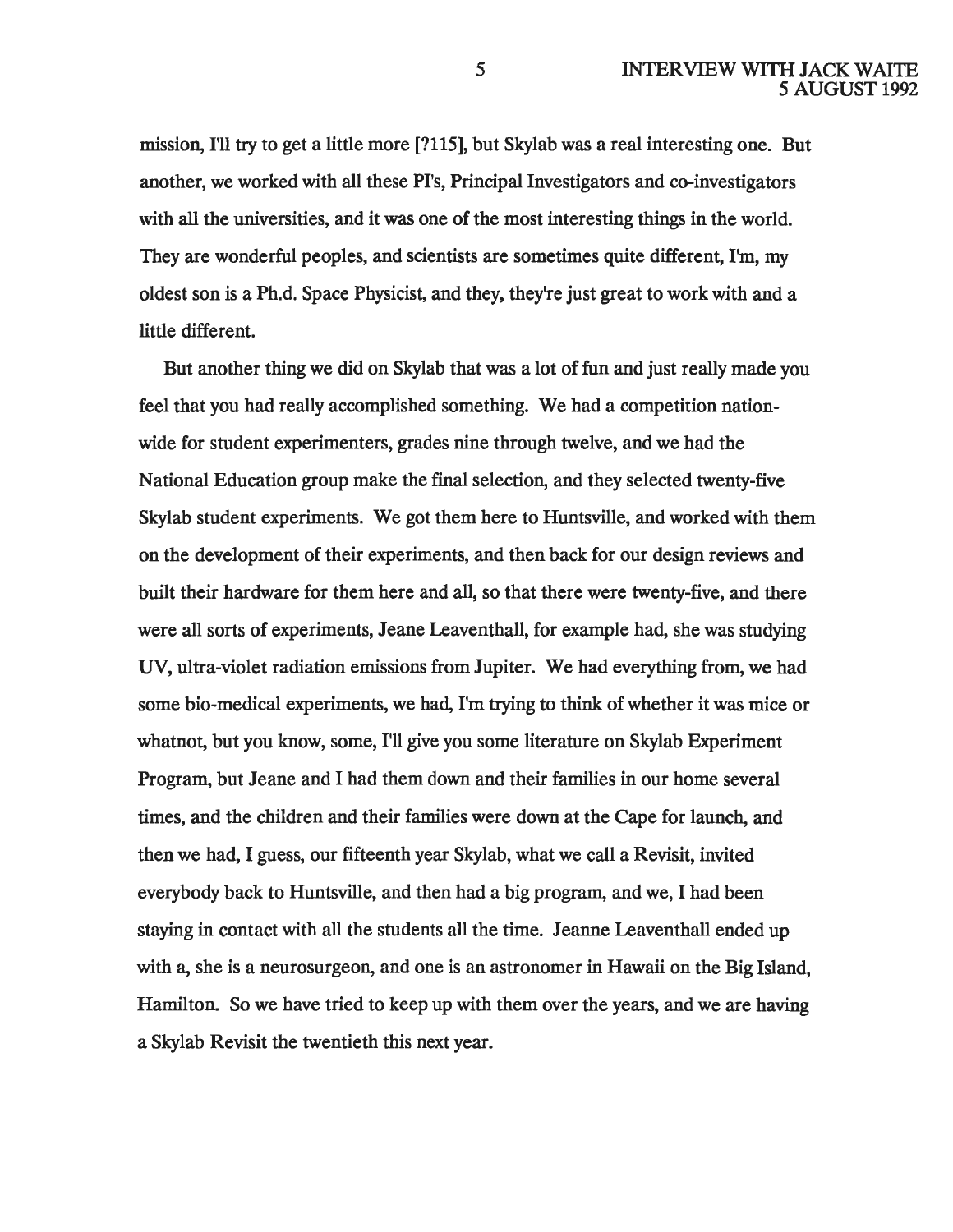mission, I'll try to get a little more [?115], but Skylab was a real interesting one. But another, we worked with all these PI's, Principal Investigators and co-investigators with all the universities, and it was one of the most interesting things in the world. They are wonderful peoples, and scientists are sometimes quite different, I'm, my oldest son is a Ph.d. Space Physicist, and they, they're just great to work with and a little different.

But another thing we did on Skylab that was a lot of fun and just really made you feel that you had really accomplished something. We had a competition nation-wide for student experimenters, grades nine through twelve, and we had the National Education group make the final selection, and they selected twenty-five Skylab student experiments. We got them here to Huntsville, and worked with them on the development of their experiments, and then back for our design reviews and built their hardware for them here and all, so that there were twenty-five, and there were all sorts of experiments, Jeane Leaventhall, for example had, she was studying UV, ultra-violet radiation emissions from Jupiter. We had everything from, we had some bio-medical experiments, we had, I'm trying to think of whether it was mice or whatnot, but you know, some, I'll give you some literature on Skylab Experiment Program, but Jeane and I had them down and their families in our home several times, and the children and their families were down at the Cape for launch, and then we had, I guess, our fifteenth year Skylab, what we call a Revisit, invited everybody back to Huntsville, and then had a big program, and we, I had been staying in contact with all the students all the time. Jeanne Leaventhall ended up with a, she is a neurosurgeon, and one is an astronomer in Hawaii on the Big Island, Hamilton. So we have tried to keep up with them over the years, and we are having a Skylab Revisit the twentieth this next year.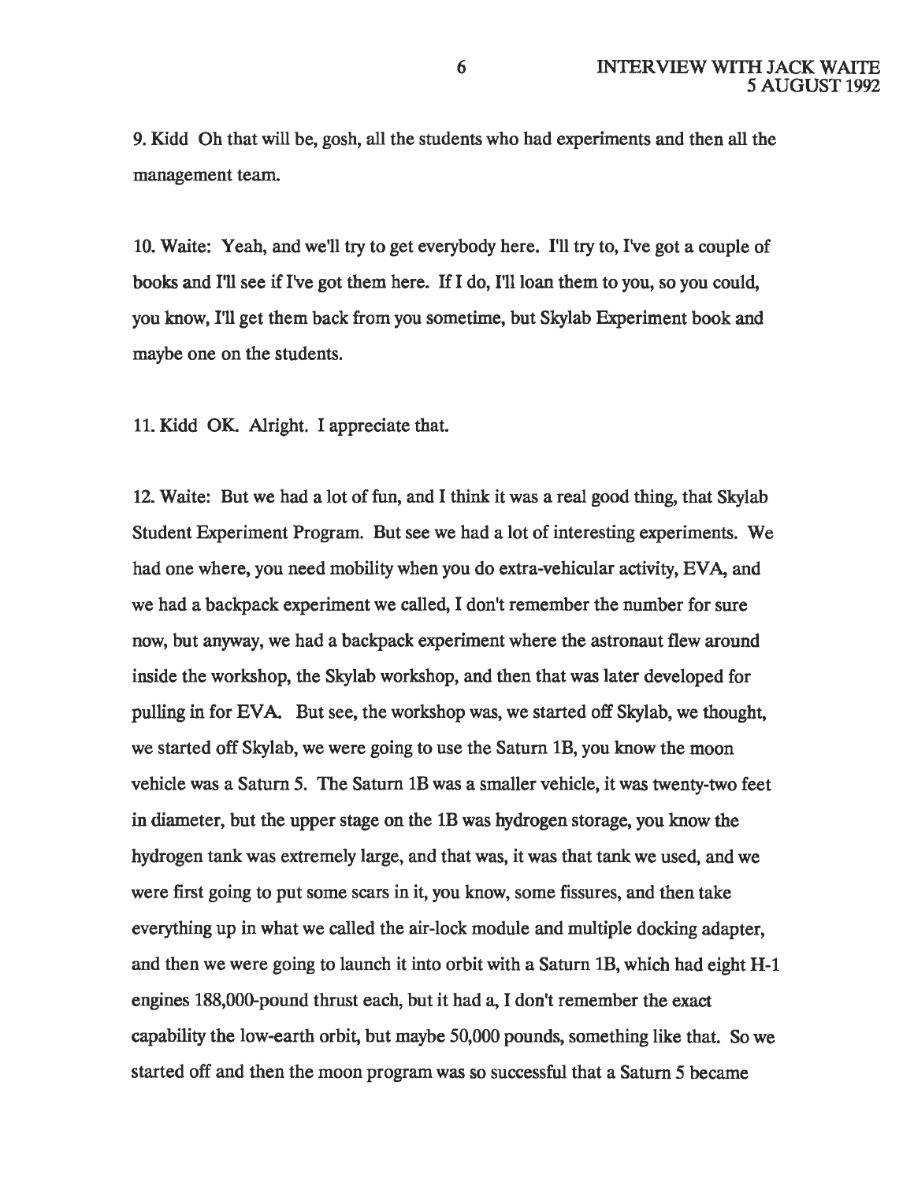9. Kidd Oh that will be, gosh, all the students who had experiments and then all the management team.

10. Waite: Yeah, and we'll try to get everybody here. I'll try to, I've got a couple of books and I'll see if I've got them here. If I do, I'll loan them to you, so you could, you know, I'll get them back from you sometime, but Skylab Experiment book and maybe one on the students.

11. Kidd OK. Alright. I appreciate that.

12. Waite: But we had a lot of fun, and I think it was a real good thing, that Skylab Student Experiment Program. But see we had a lot of interesting experiments. We had one where, you need mobility when you do extra-vehicular activity, EVA, and we had a backpack experiment we called, I don't remember the number for sure now, but anyway, we had a backpack experiment where the astronaut flew around inside the workshop, the Skylab workshop, and then that was later developed for pulling in for EVA. But see, the workshop was, we started off Skylab, we thought, we started off Skylab, we were going to use the Saturn 1B, you know the moon vehicle was a Saturn 5. The Saturn 1B was a smaller vehicle, it was twenty-two feet in diameter, but the upper stage on the 1B was hydrogen storage, you know the hydrogen tank was extremely large, and that was, it was that tank we used, and we were first going to put some scars in it, you know, some fissures, and then take everything up in what we called the air-lock module and multiple docking adapter, and then we were going to launch it into orbit with a Saturn 1B, which had eight H-1 engines 188,000-pound thrust each, but it had a, I don't remember the exact capability the low-earth orbit, but maybe 50,000 pounds, something like that. So we started off and then the moon program was so successful that a Saturn 5 became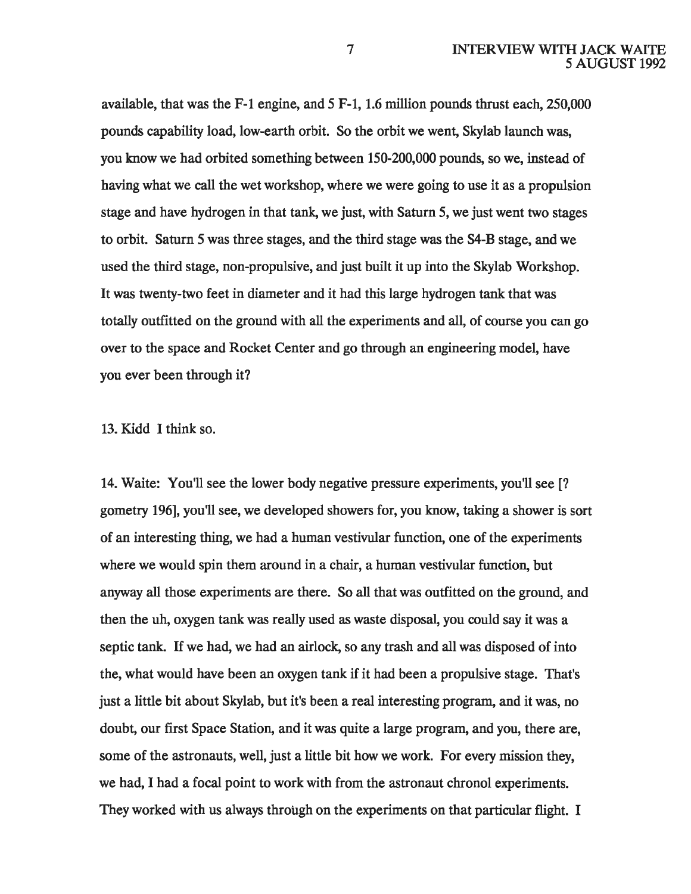available, that was the F-1 engine, and 5 F-1, 1.6 million pounds thrust each, 250,000 pounds capability load, low-earth orbit. So the orbit we went, Skylab launch was, you know we had orbited something between 150-200,000 pounds, so we, instead of having what we call the wet workshop, where we were going to use it as a propulsion stage and have hydrogen in that tank, we just, with Saturn 5, we just went two stages to orbit. Saturn 5 was three stages, and the third stage was the S4-B stage, and we used the third stage, non-propulsive, and just built it up into the Skylab Workshop. It was twenty-two feet in diameter and it had this large hydrogen tank that was totally outfitted on the ground with all the experiments and all, of course you can go over to the space and Rocket Center and go through an engineering model, have you ever been through it?

13. Kidd I think so.

14. Waite: You'll see the lower body negative pressure experiments, you'll see [? gometry 196], you'll see, we developed showers for, you know, taking a shower is sort of an interesting thing, we had a human vestivular function, one of the experiments where we would spin them around in a chair, a human vestivular function, but anyway all those experiments are there. So all that was outfitted on the ground, and then the uh, oxygen tank was really used as waste disposal, you could say it was a septic tank. If we had, we had an airlock, so any trash and all was disposed of into the, what would have been an oxygen tank if it had been a propulsive stage. That's just a little bit about Skylab, but it's been a real interesting program, and it was, no doubt, our first Space Station, and it was quite a large program, and you, there are, some of the astronauts, well, just a little bit how we work. For every mission they, we had, I had a focal point to work with from the astronaut chronol experiments. They worked with us always through on the experiments on that particular flight. I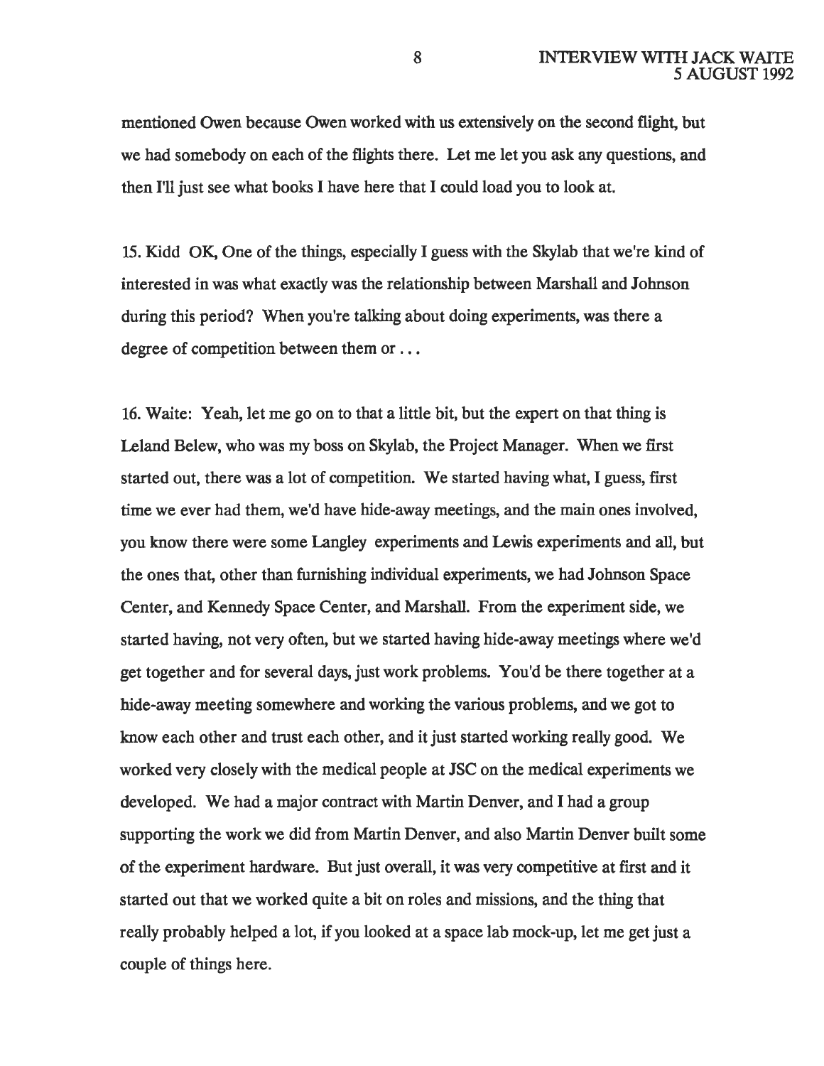mentioned Owen because Owen worked with us extensively on the second flight, but we had somebody on each of the flights there. Let me let you ask any questions, and then I'll just see what books I have here that I could load you to look at.

15. Kidd OK, One of the things, especially I guess with the Skylab that we're kind of interested in was what exactly was the relationship between Marshall and Johnson during this period? When you're talking about doing experiments, was there a degree of competition between them or . . .

16. Waite: Yeah, let me go on to that a little bit, but the expert on that thing is Leland Belew, who was my boss on Skylab, the Project Manager. When we first started out, there was a lot of competition. We started having what, I guess, first time we ever had them, we'd have hide-away meetings, and the main ones involved, you know there were some Langley experiments and Lewis experiments and all, but the ones that, other than furnishing individual experiments, we had Johnson Space Center, and Kennedy Space Center, and Marshall. From the experiment side, we started having, not very often, but we started having hide-away meetings where we'd get together and for several days, just work problems. You'd be there together at a hide-away meeting somewhere and working the various problems, and we got to know each other and trust each other, and it just started working really good. We worked very closely with the medical people at JSC on the medical experiments we developed. We had a major contract with Martin Denver, and I had a group supporting the work we did from Martin Denver, and also Martin Denver built some of the experiment hardware. But just overall, it was very competitive at first and it started out that we worked quite a bit on roles and missions, and the thing that really probably helped a lot, if you looked at a space lab mock-up, let me get just a couple of things here.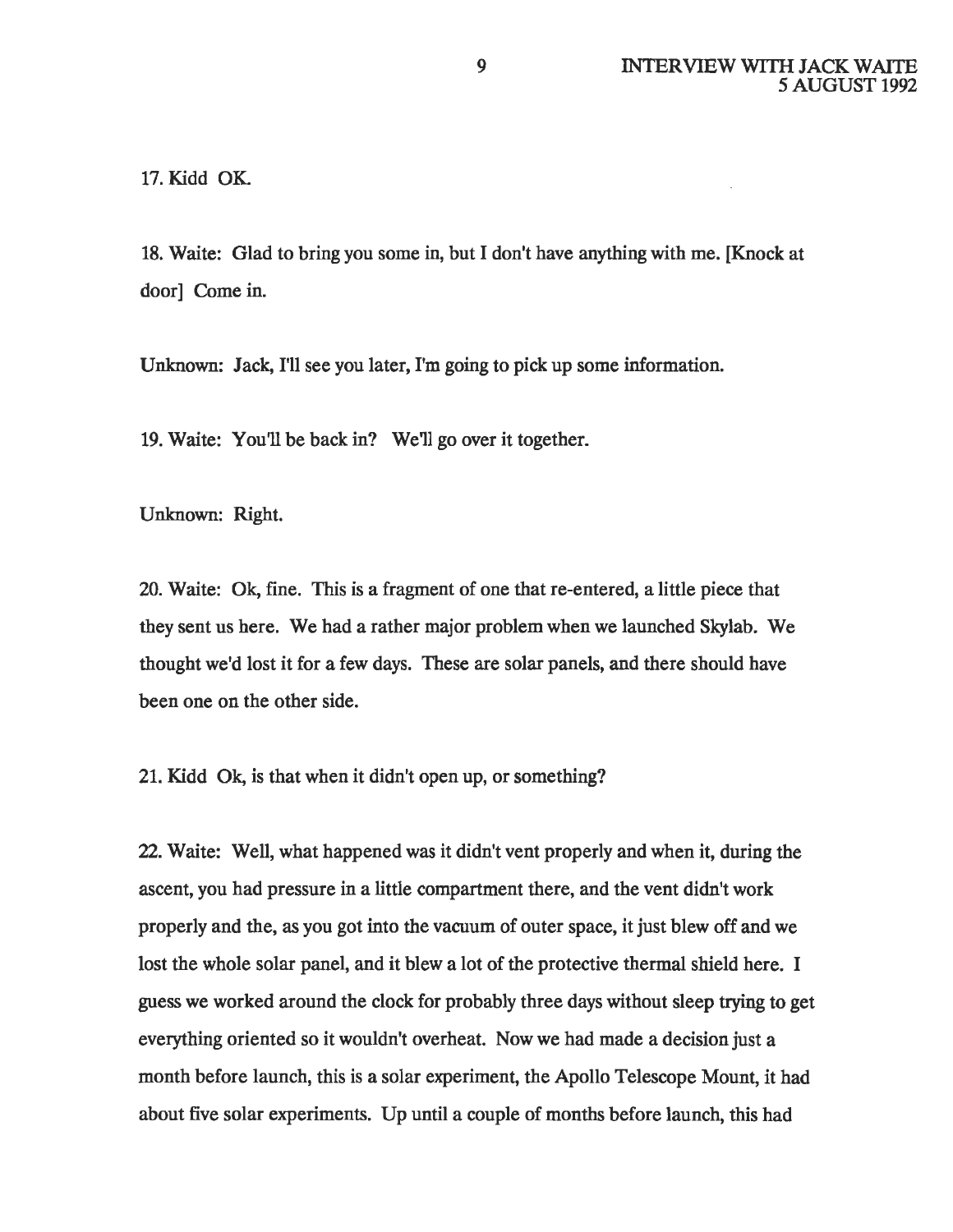17. Kidd OK.

18. Waite: Glad to bring you some in, but I don't have anything with me. [Knock at door] Come in.

Unknown: Jack, I'll see you later, I'm going to pick up some information.

19. Waite: You'll be back in? We'll go over it together.

Unknown: Right.

20. Waite: Ok, fine. This is a fragment of one that re-entered, a little piece that they sent us here. We had a rather major problem when we launched Skylab. We thought we'd lost it for a few days. These are solar panels, and there should have been one on the other side.

21. Kidd Ok, is that when it didn't open up, or something?

22. Waite: Well, what happened was it didn't vent properly and when it, during the ascent, you had pressure in a little compartment there, and the vent didn't work properly and the, as you got into the vacuum of outer space, it just blew off and we lost the whole solar panel, and it blew a lot of the protective thermal shield here. I guess we worked around the clock for probably three days without sleep trying to get everything oriented so it wouldn't overheat. Now we had made a decision just a month before launch, this is a solar experiment, the Apollo Telescope Mount, it had about five solar experiments. Up until a couple of months before launch, this had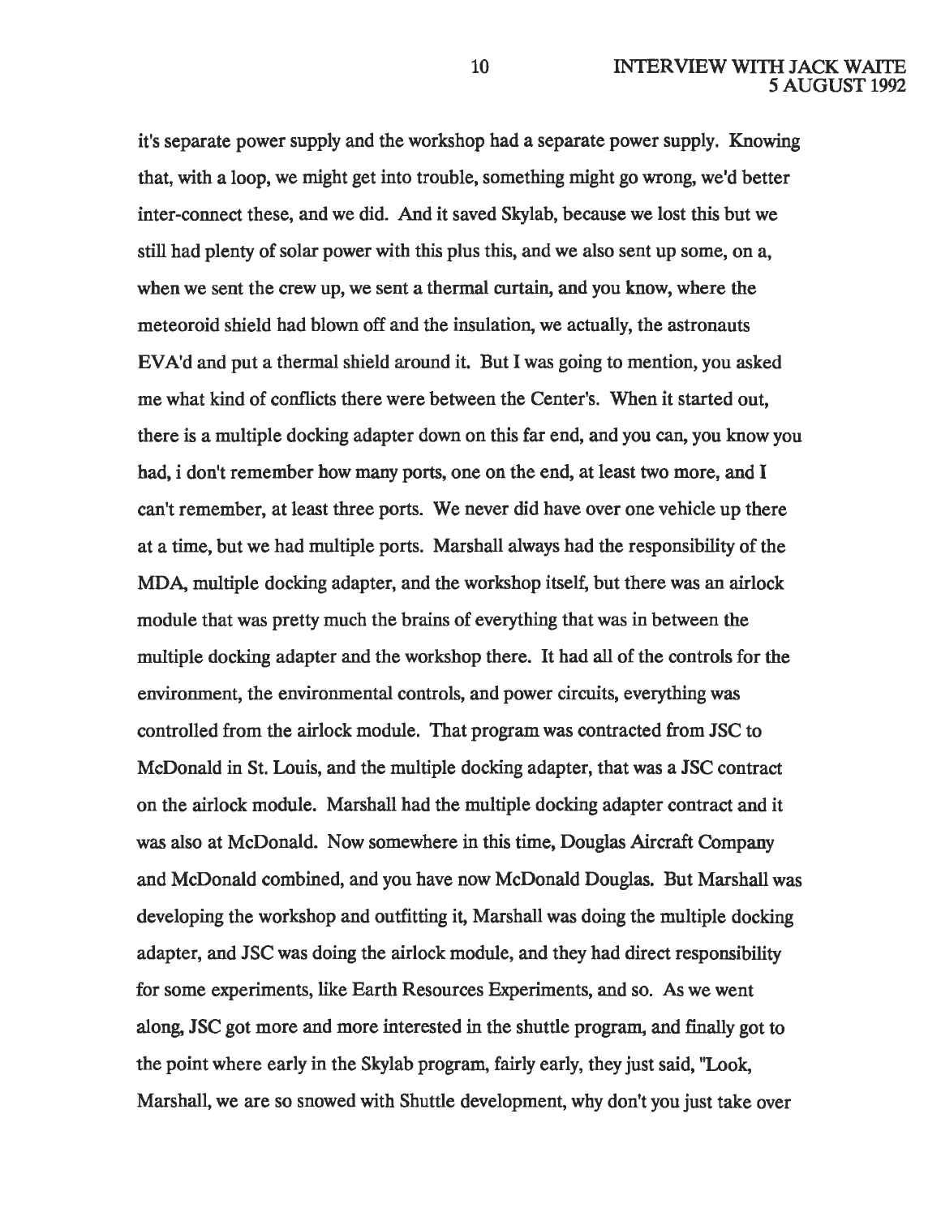it's separate power supply and the workshop had a separate power supply. Knowing that, with a loop, we might get into trouble, something might go wrong, we'd better inter-connect these, and we did. And it saved Skylab, because we lost this but we still had plenty of solar power with this plus this, and we also sent up some, on a, when we sent the crew up, we sent a thermal curtain, and you know, where the meteoroid shield had blown off and the insulation, we actually, the astronauts EVA'd and put a thermal shield around it. But I was going to mention, you asked me what kind of conflicts there were between the Center's. When it started out, there is a multiple docking adapter down on this far end, and you can, you know you had, i don't remember how many ports, one on the end, at least two more, and I can't remember, at least three ports. We never did have over one vehicle up there at a time, but we had multiple ports. Marshall always had the responsibility of the MDA, multiple docking adapter, and the workshop itself, but there was an airlock module that was pretty much the brains of everything that was in between the multiple docking adapter and the workshop there. It had all of the controls for the environment, the environmental controls, and power circuits, everything was controlled from the airlock module. That program was contracted from JSC to McDonald in St. Louis, and the multiple docking adapter, that was a JSC contract on the airlock module. Marshall had the multiple docking adapter contract and it was also at McDonald. Now somewhere in this time, Douglas Aircraft Company and McDonald combined, and you have now McDonald Douglas. But Marshall was developing the workshop and outfitting it, Marshall was doing the multiple docking adapter, and JSC was doing the airlock module, and they had direct responsibility for some experiments, like Earth Resources Experiments, and so. As we went along, JSC got more and more interested in the shuttle program, and finally got to the point where early in the Skylab program, fairly early, they just said, "Look, Marshall, we are so snowed with Shuttle development, why don't you just take over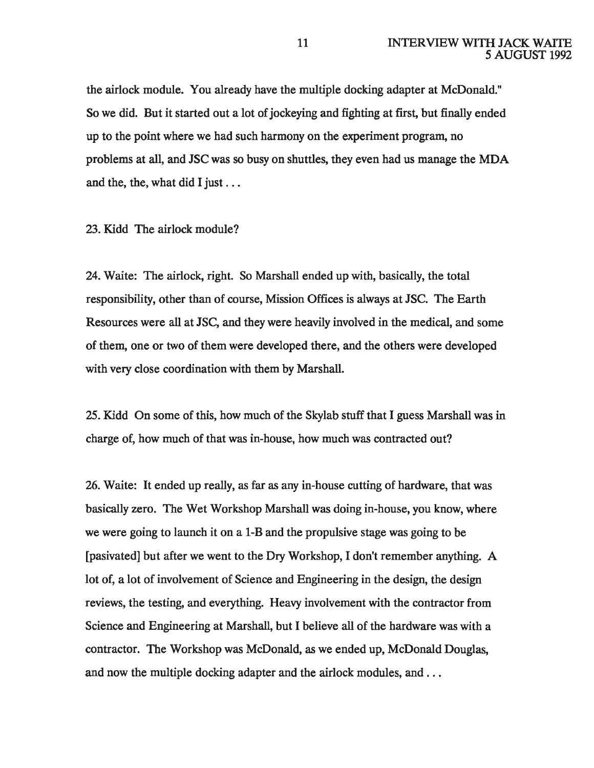the airlock module. You already have the multiple docking adapter at McDonald." So we did. But it started out a lot of jockeying and fighting at first, but finally ended up to the point where we had such harmony on the experiment program, no problems at all, and JSC was so busy on shuttles, they even had us manage the MDA and the, the, what did I just . . .

23. Kidd The airlock module?

24. Waite: The airlock, right. So Marshall ended up with, basically, the total responsibility, other than of course, Mission Offices is always at JSC. The Earth Resources were all at JSC, and they were heavily involved in the medical, and some of them, one or two of them were developed there, and the others were developed with very close coordination with them by Marshall.

25. Kidd On some of this, how much of the Skylab stuff that I guess Marshall was in charge of, how much of that was in-house, how much was contracted out?

26. Waite: It ended up really, as far as any in-house cutting of hardware, that was basically zero. The Wet Workshop Marshall was doing in-house, you know, where we were going to launch it on a 1-B and the propulsive stage was going to be [pasivated] but after we went to the Dry Workshop, I don't remember anything. A lot of, a lot of involvement of Science and Engineering in the design, the design reviews, the testing, and everything. Heavy involvement with the contractor from Science and Engineering at Marshall, but I believe all of the hardware was with a contractor. The Workshop was McDonald, as we ended up, McDonald Douglas, and now the multiple docking adapter and the airlock modules, and . . .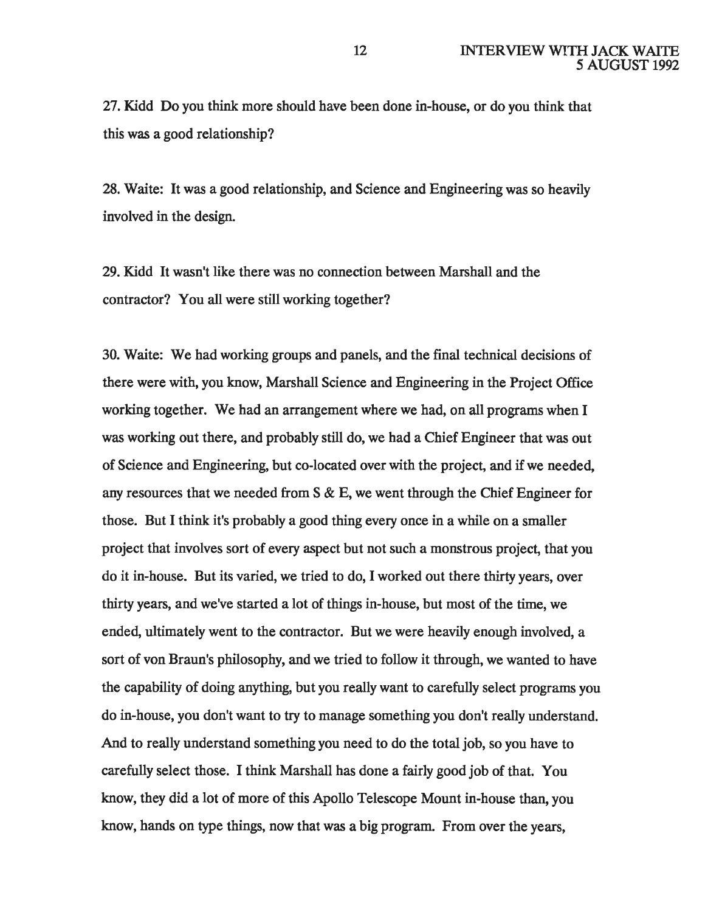27. Kidd Do you think more should have been done in-house, or do you think that this was a good relationship?

28. Waite: It was a good relationship, and Science and Engineering was so heavily involved in the design.

29. Kidd It wasn't like there was no connection between Marshall and the contractor? You all were still working together?

30. Waite: We had working groups and panels, and the final technical decisions of there were with, you know, Marshall Science and Engineering in the Project Office working together. We had an arrangement where we had, on all programs when I was working out there, and probably still do, we had a Chief Engineer that was out of Science and Engineering, but co-located over with the project, and if we needed, any resources that we needed from S & E, we went through the Chief Engineer for those. But I think it's probably a good thing every once in a while on a smaller project that involves sort of every aspect but not such a monstrous project, that you do it in-house. But its varied, we tried to do, I worked out there thirty years, over thirty years, and we've started a lot of things in-house, but most of the time, we ended, ultimately went to the contractor. But we were heavily enough involved, a sort of von Braun's philosophy, and we tried to follow it through, we wanted to have the capability of doing anything, but you really want to carefully select programs you do in-house, you don't want to try to manage something you don't really understand. And to really understand something you need to do the total job, so you have to carefully select those. I think Marshall has done a fairly good job of that. You know, they did a lot of more of this Apollo Telescope Mount in-house than, you know, hands on type things, now that was a big program. From over the years,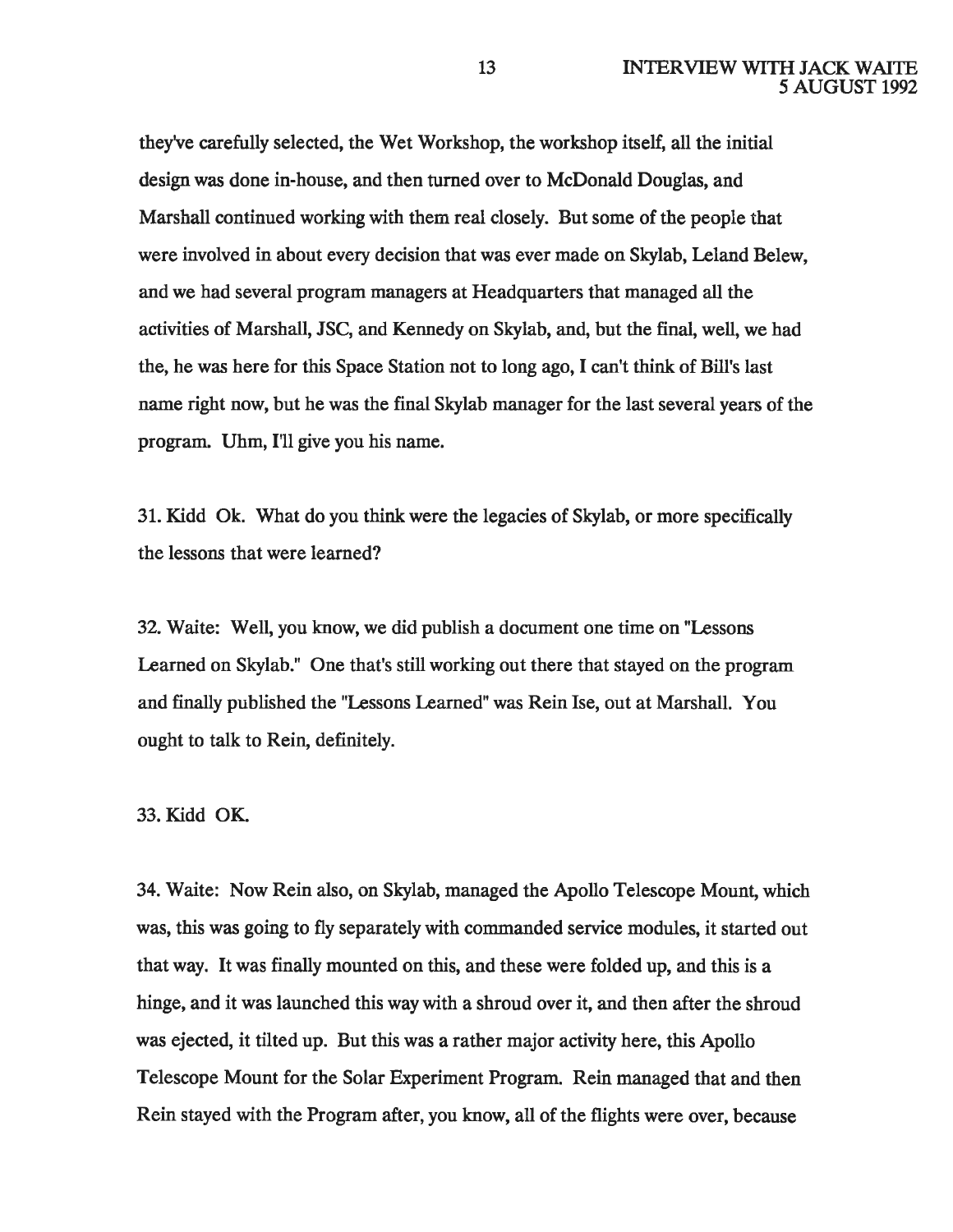they've carefully selected, the Wet Workshop, the workshop itself, all the initial design was done in-house, and then turned over to McDonald Douglas, and Marshall continued working with them real closely. But some of the people that were involved in about every decision that was ever made on Skylab, Leland Belew, and we had several program managers at Headquarters that managed all the activities of Marshall, JSC, and Kennedy on Skylab, and, but the final, well, we had the, he was here for this Space Station not to long ago, I can't think of Bill's last name right now, but he was the final Skylab manager for the last several years of the program. Uhm, I'll give you his name.

31. Kidd Ok. What do you think were the legacies of Skylab, or more specifically the lessons that were learned?

32. Waite: Well, you know, we did publish a document one time on "Lessons Learned on Skylab." One that's still working out there that stayed on the program and finally published the "Lessons Learned" was Rein Ise, out at Marshall. You ought to talk to Rein, definitely.

33. Kidd OK.

34. Waite: Now Rein also, on Skylab, managed the Apollo Telescope Mount, which was, this was going to fly separately with commanded service modules, it started out that way. It was finally mounted on this, and these were folded up, and this is a hinge, and it was launched this way with a shroud over it, and then after the shroud was ejected, it tilted up. But this was a rather major activity here, this Apollo Telescope Mount for the Solar Experiment Program. Rein managed that and then Rein stayed with the Program after, you know, all of the flights were over, because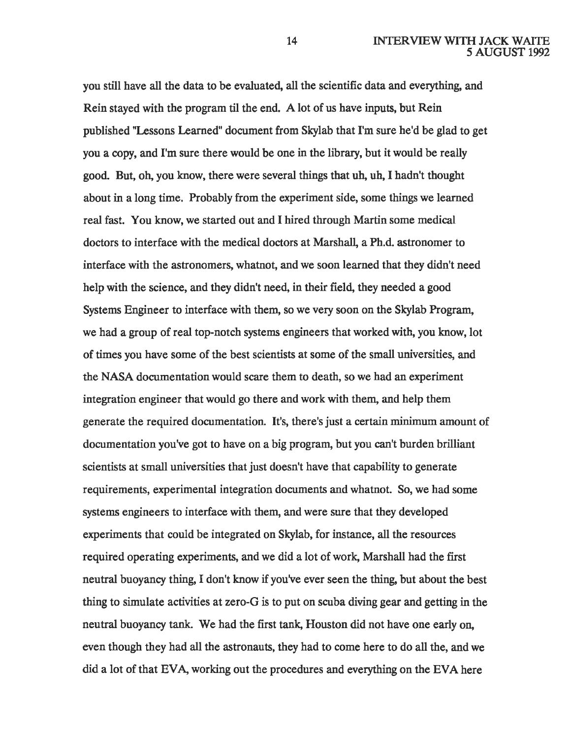you still have all the data to be evaluated, all the scientific data and everything, and Rein stayed with the program til the end. A lot of us have inputs, but Rein published "Lessons Learned" document from Skylab that I'm sure he'd be glad to get you a copy, and I'm sure there would be one in the library, but it would be really good. But, oh, you know, there were several things that uh, uh, I hadn't thought about in a long time. Probably from the experiment side, some things we learned real fast. You know, we started out and I hired through Martin some medical doctors to interface with the medical doctors at Marshall, a Ph.d. astronomer to interface with the astronomers, whatnot, and we soon learned that they didn't need help with the science, and they didn't need, in their field, they needed a good Systems Engineer to interface with them, so we very soon on the Skylab Program, we had a group of real top-notch systems engineers that worked with, you know, lot of times you have some of the best scientists at some of the small universities, and the NASA documentation would scare them to death, so we had an experiment integration engineer that would go there and work with them, and help them generate the required documentation. It's, there's just a certain minimum amount of documentation you've got to have on a big program, but you can't burden brilliant scientists at small universities that just doesn't have that capability to generate requirements, experimental integration documents and whatnot. So, we had some systems engineers to interface with them, and were sure that they developed experiments that could be integrated on Skylab, for instance, all the resources required operating experiments, and we did a lot of work, Marshall had the first neutral buoyancy thing, I don't know if you've ever seen the thing, but about the best thing to simulate activities at zero-G is to put on scuba diving gear and getting in the neutral buoyancy tank. We had the first tank, Houston did not have one early on, even though they had all the astronauts, they had to come here to do all the, and we did a lot of that EVA, working out the procedures and everything on the EVA here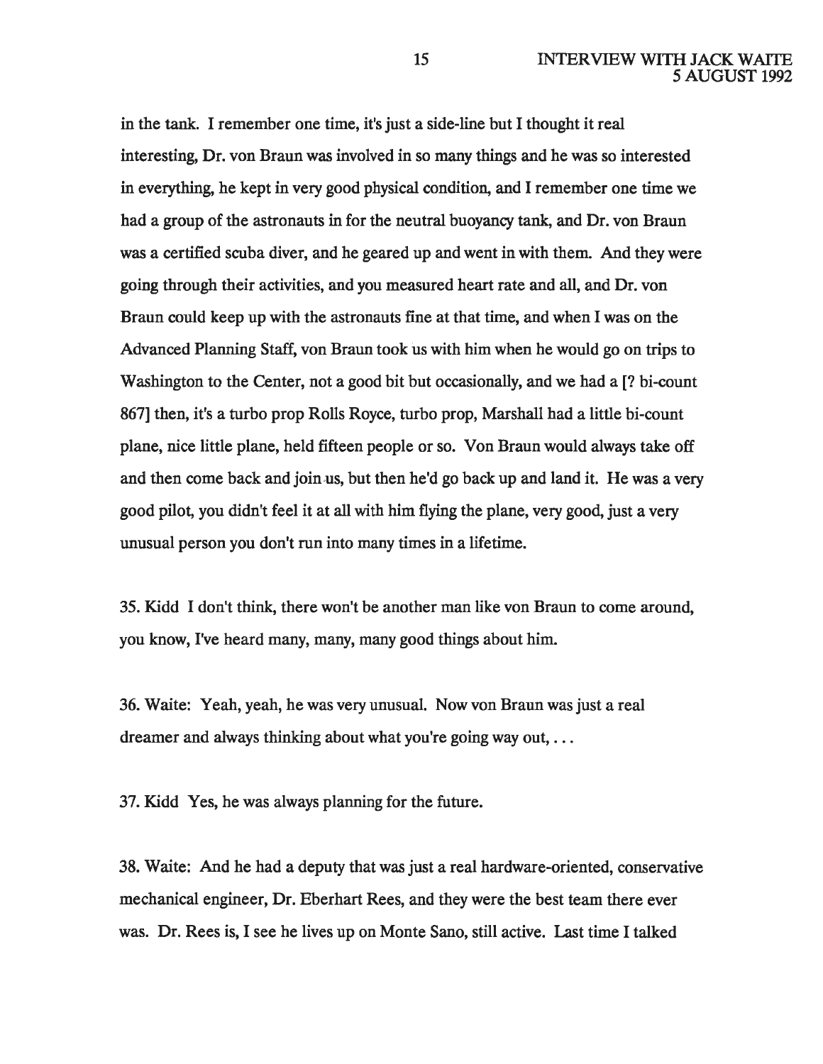in the tank. I remember one time, it's just a side-line but I thought it real interesting, Dr. von Braun was involved in so many things and he was so interested in everything, he kept in very good physical condition, and I remember one time we had a group of the astronauts in for the neutral buoyancy tank, and Dr. von Braun was a certified scuba diver, and he geared up and went in with them. And they were going through their activities, and you measured heart rate and all, and Dr. von Braun could keep up with the astronauts fine at that time, and when I was on the Advanced Planning Staff, von Braun took us with him when he would go on trips to Washington to the Center, not a good bit but occasionally, and we had a [? bi-count 867] then, it's a turbo prop Rolls Royce, turbo prop, Marshall had a little bi-count plane, nice little plane, held fifteen people or so. Von Braun would always take off and then come back and join us, but then he'd go back up and land it. He was a very good pilot, you didn't feel it at all with him flying the plane, very good, just a very unusual person you don't run into many times in a lifetime.

35. Kidd I don't think, there won't be another man like von Braun to come around, you know, I've heard many, many, many good things about him.

36. Waite: Yeah, yeah, he was very unusual. Now von Braun was just a real dreamer and always thinking about what you're going way out, . . .

37. Kidd Yes, he was always planning for the future.

38. Waite: And he had a deputy that was just a real hardware-oriented, conservative mechanical engineer, Dr. Eberhart Rees, and they were the best team there ever was. Dr. Rees is, I see he lives up on Monte Sano, still active. Last time I talked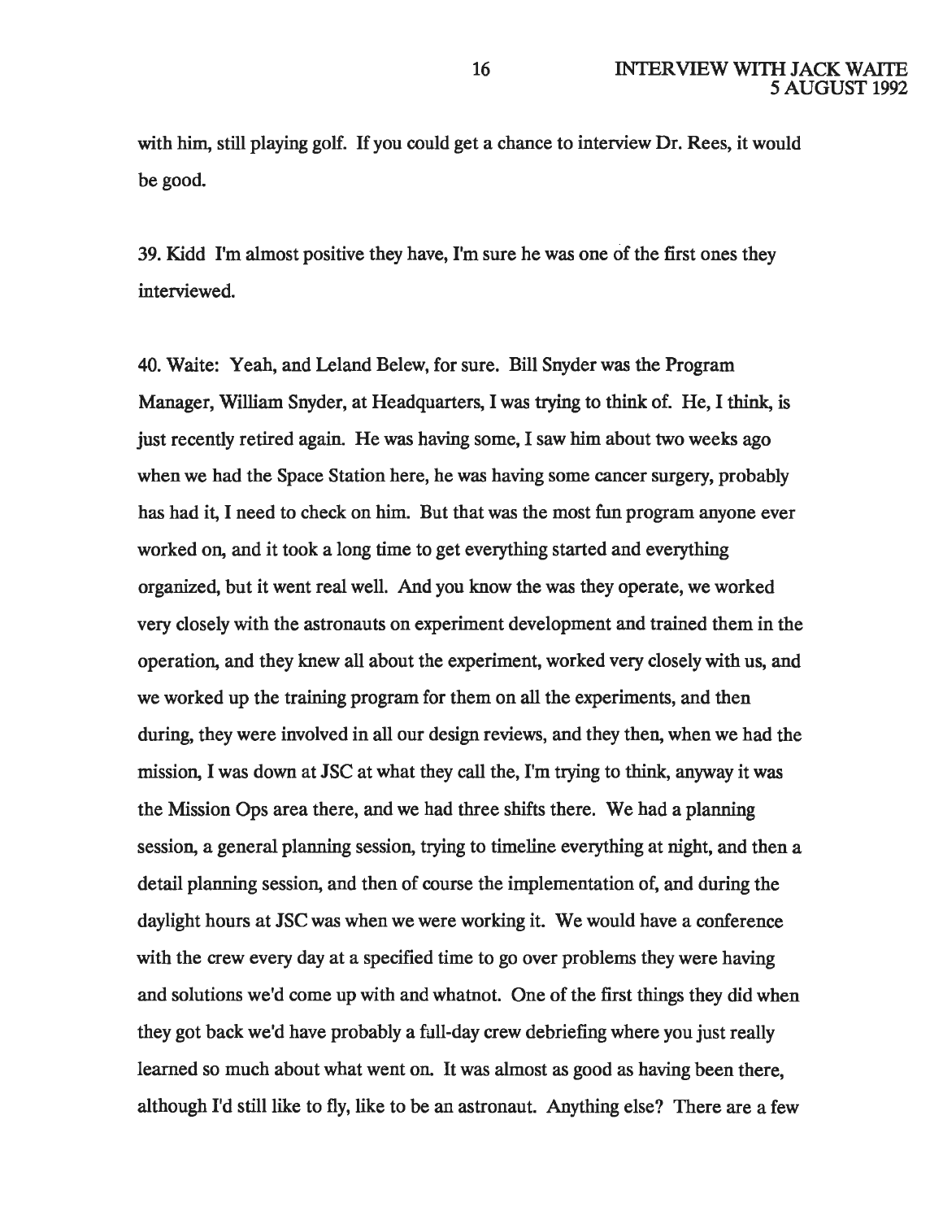with him, still playing golf. If you could get a chance to interview Dr. Rees, it would be good.

39. Kidd I'm almost positive they have, I'm sure he was one of the first ones they interviewed.

40. Waite: Yeah, and Leland Belew, for sure. Bill Snyder was the Program Manager, William Snyder, at Headquarters, I was trying to think of. He, I think, is just recently retired again. He was having some, I saw him about two weeks ago when we had the Space Station here, he was having some cancer surgery, probably has had it, I need to check on him. But that was the most fun program anyone ever worked on, and it took a long time to get everything started and everything organized, but it went real well. And you know the was they operate, we worked very closely with the astronauts on experiment development and trained them in the operation, and they knew all about the experiment, worked very closely with us, and we worked up the training program for them on all the experiments, and then during, they were involved in all our design reviews, and they then, when we had the mission, I was down at JSC at what they call the, I'm trying to think, anyway it was the Mission Ops area there, and we had three shifts there. We had a planning session, a general planning session, trying to timeline everything at night, and then a detail planning session, and then of course the implementation of, and during the daylight hours at JSC was when we were working it. We would have a conference with the crew every day at a specified time to go over problems they were having and solutions we'd come up with and whatnot. One of the first things they did when they got back we'd have probably a full-day crew debriefing where you just really learned so much about what went on. It was almost as good as having been there, although I'd still like to fly, like to be an astronaut. Anything else? There are a few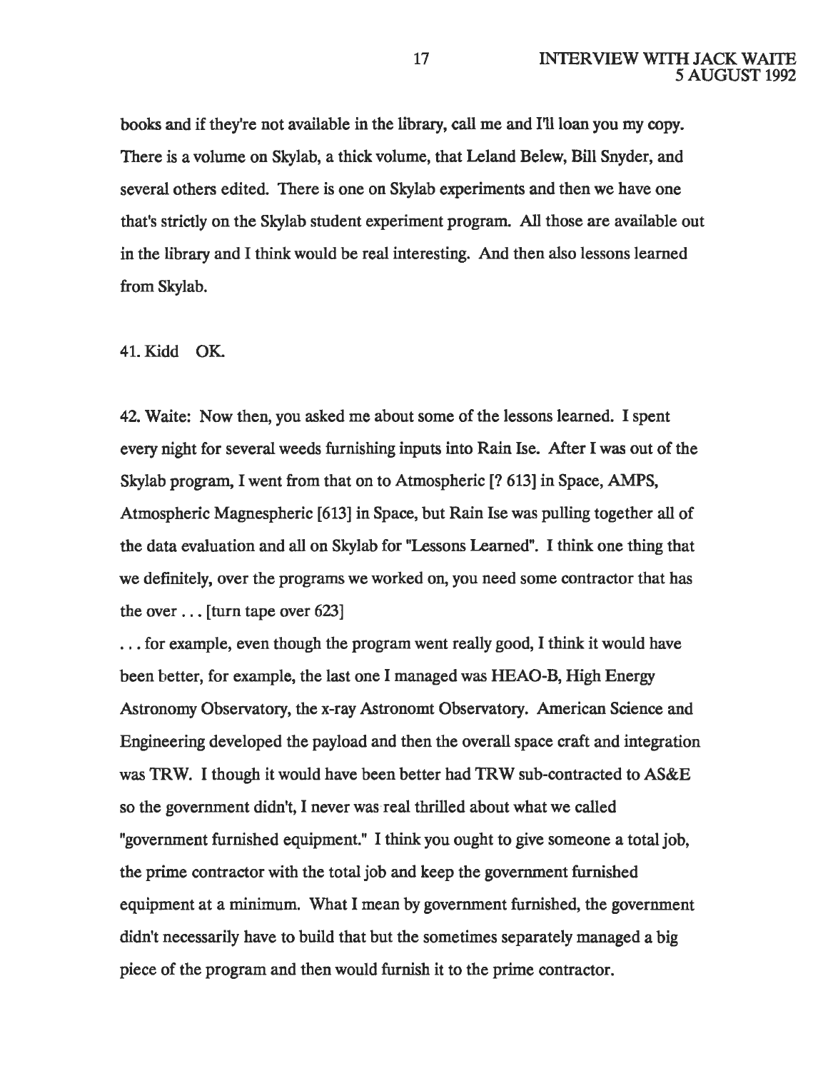books and if they're not available in the library, call me and I'll loan you my copy. There is a volume on Skylab, a thick volume, that Leland Belew, Bill Snyder, and several others edited. There is one on Skylab experiments and then we have one that's strictly on the Skylab student experiment program. All those are available out in the library and I think would be real interesting. And then also lessons learned from Skylab.

41. Kidd OK.

42. Waite: Now then, you asked me about some of the lessons learned. I spent every night for several weeds furnishing inputs into Rain Ise. After I was out of the Skylab program, I went from that on to Atmospheric [? 613] in Space, AMPS, Atmospheric Magnespheric [613] in Space, but Rain Ise was pulling together all of the data evaluation and all on Skylab for "Lessons Learned". I think one thing that we definitely, over the programs we worked on, you need some contractor that has the over . . . [turn tape over 623]

. . . for example, even though the program went really good, I think it would have been better, for example, the last one I managed was HEAO-B, High Energy Astronomy Observatory, the x-ray Astronomt Observatory. American Science and Engineering developed the payload and then the overall space craft and integration was TRW. I though it would have been better had TRW sub-contracted to AS&E so the government didn't, I never was real thrilled about what we called "government furnished equipment." I think you ought to give someone a total job, the prime contractor with the total job and keep the government furnished equipment at a minimum. What I mean by government furnished, the government didn't necessarily have to build that but the sometimes separately managed a big piece of the program and then would furnish it to the prime contractor.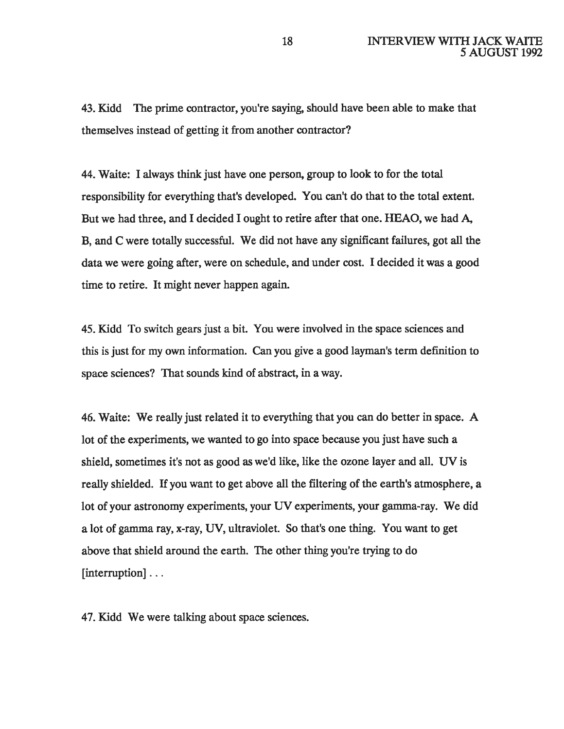43. Kidd The prime contractor, you're saying, should have been able to make that themselves instead of getting it from another contractor?

44. Waite: I always think just have one person, group to look to for the total responsibility for everything that's developed. You can't do that to the total extent. But we had three, and I decided I ought to retire after that one. HEAO, we had A, B, and C were totally successful. We did not have any significant failures, got all the data we were going after, were on schedule, and under cost. I decided it was a good time to retire. It might never happen again.

45. Kidd To switch gears just a bit. You were involved in the space sciences and this is just for my own information. Can you give a good layman's term definition to space sciences? That sounds kind of abstract, in a way.

46. Waite: We really just related it to everything that you can do better in space. A lot of the experiments, we wanted to go into space because you just have such a shield, sometimes it's not as good as we'd like, like the ozone layer and all. UV is really shielded. If you want to get above all the filtering of the earth's atmosphere, a lot of your astronomy experiments, your UV experiments, your gamma-ray. We did a lot of gamma ray, x-ray, UV, ultraviolet. So that's one thing. You want to get above that shield around the earth. The other thing you're trying to do [interruption] . . .

47. Kidd We were talking about space sciences.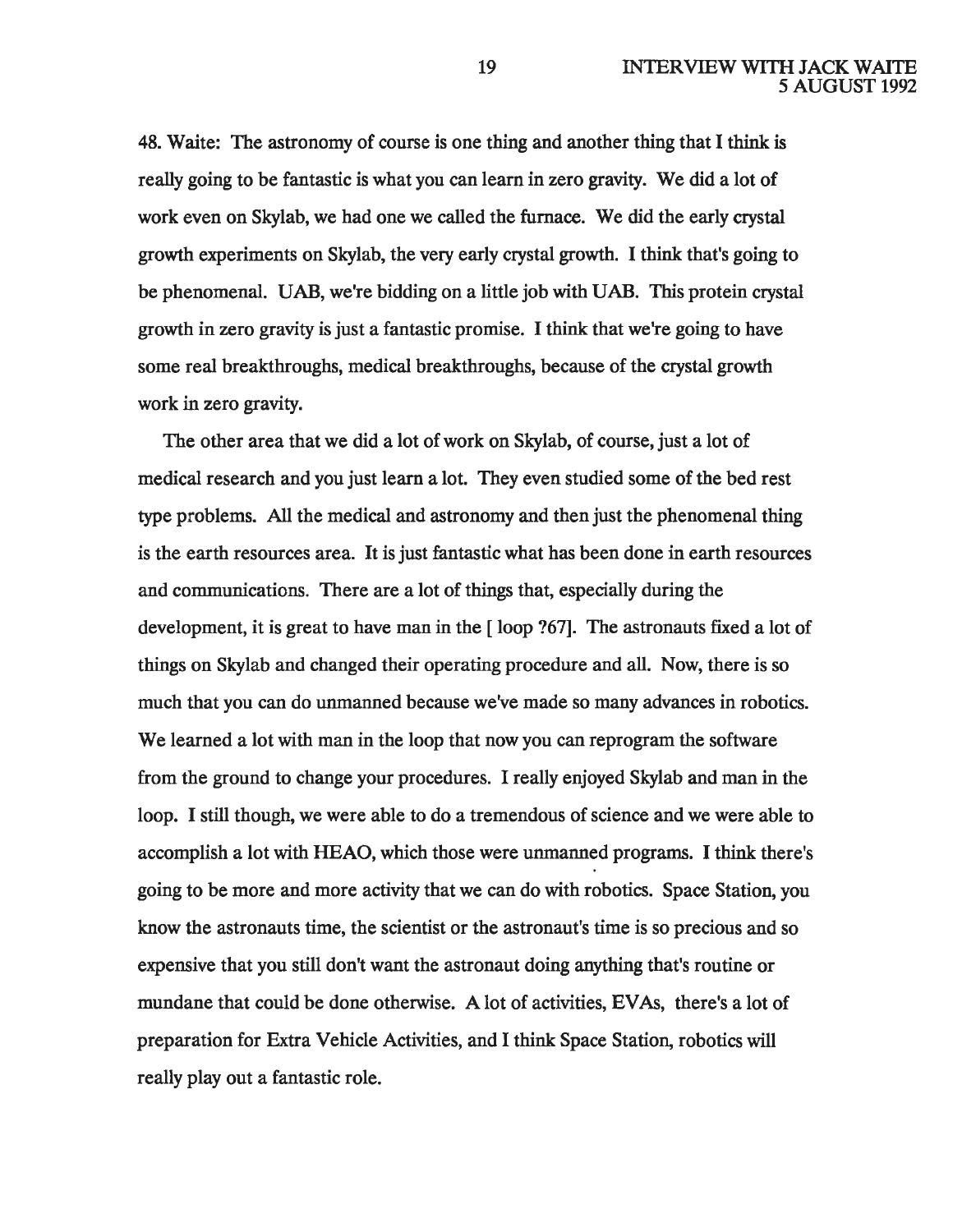48. Waite: The astronomy of course is one thing and another thing that I think is really going to be fantastic is what you can learn in zero gravity. We did a lot of work even on Skylab, we had one we called the furnace. We did the early crystal growth experiments on Skylab, the very early crystal growth. I think that's going to be phenomenal. UAB, we're bidding on a little job with UAB. This protein crystal growth in zero gravity is just a fantastic promise. I think that we're going to have some real breakthroughs, medical breakthroughs, because of the crystal growth work in zero gravity.

The other area that we did a lot of work on Skylab, of course, just a lot of medical research and you just learn a lot. They even studied some of the bed rest type problems. All the medical and astronomy and then just the phenomenal thing is the earth resources area. It is just fantastic what has been done in earth resources and communications. There are a lot of things that, especially during the development, it is great to have man in the [ loop ?67]. The astronauts fixed a lot of things on Skylab and changed their operating procedure and all. Now, there is so much that you can do unmanned because we've made so many advances in robotics. We learned a lot with man in the loop that now you can reprogram the software from the ground to change your procedures. I really enjoyed Skylab and man in the loop. I still though, we were able to do a tremendous of science and we were able to accomplish a lot with HEAO, which those were unmanned programs. I think there's going to be more and more activity that we can do with robotics. Space Station, you know the astronauts time, the scientist or the astronaut's time is so precious and so expensive that you still don't want the astronaut doing anything that's routine or mundane that could be done otherwise. A lot of activities, EVAs, there's a lot of preparation for Extra Vehicle Activities, and I think Space Station, robotics will really play out a fantastic role.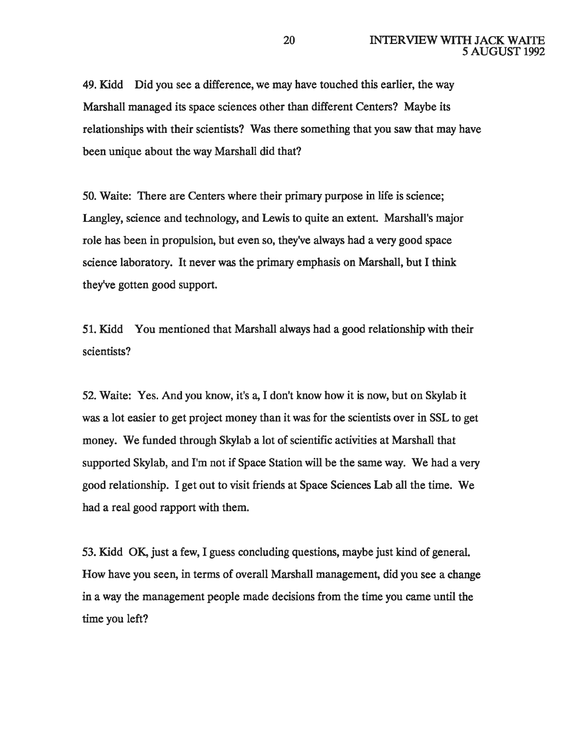49. Kidd Did you see a difference, we may have touched this earlier, the way Marshall managed its space sciences other than different Centers? Maybe its relationships with their scientists? Was there something that you saw that may have been unique about the way Marshall did that?

50. Waite: There are Centers where their primary purpose in life is science; Langley, science and technology, and Lewis to quite an extent. Marshall's major role has been in propulsion, but even so, they've always had a very good space science laboratory. It never was the primary emphasis on Marshall, but I think they've gotten good support.

51. Kidd You mentioned that Marshall always had a good relationship with their scientists?

52. Waite: Yes. And you know, it's a, I don't know how it is now, but on Skylab it was a lot easier to get project money than it was for the scientists over in SSL to get money. We funded through Skylab a lot of scientific activities at Marshall that supported Skylab, and I'm not if Space Station will be the same way. We had a very good relationship. I get out to visit friends at Space Sciences Lab all the time. We had a real good rapport with them.

53. Kidd OK, just a few, I guess concluding questions, maybe just kind of general. How have you seen, in terms of overall Marshall management, did you see a change in a way the management people made decisions from the time you came until the time you left?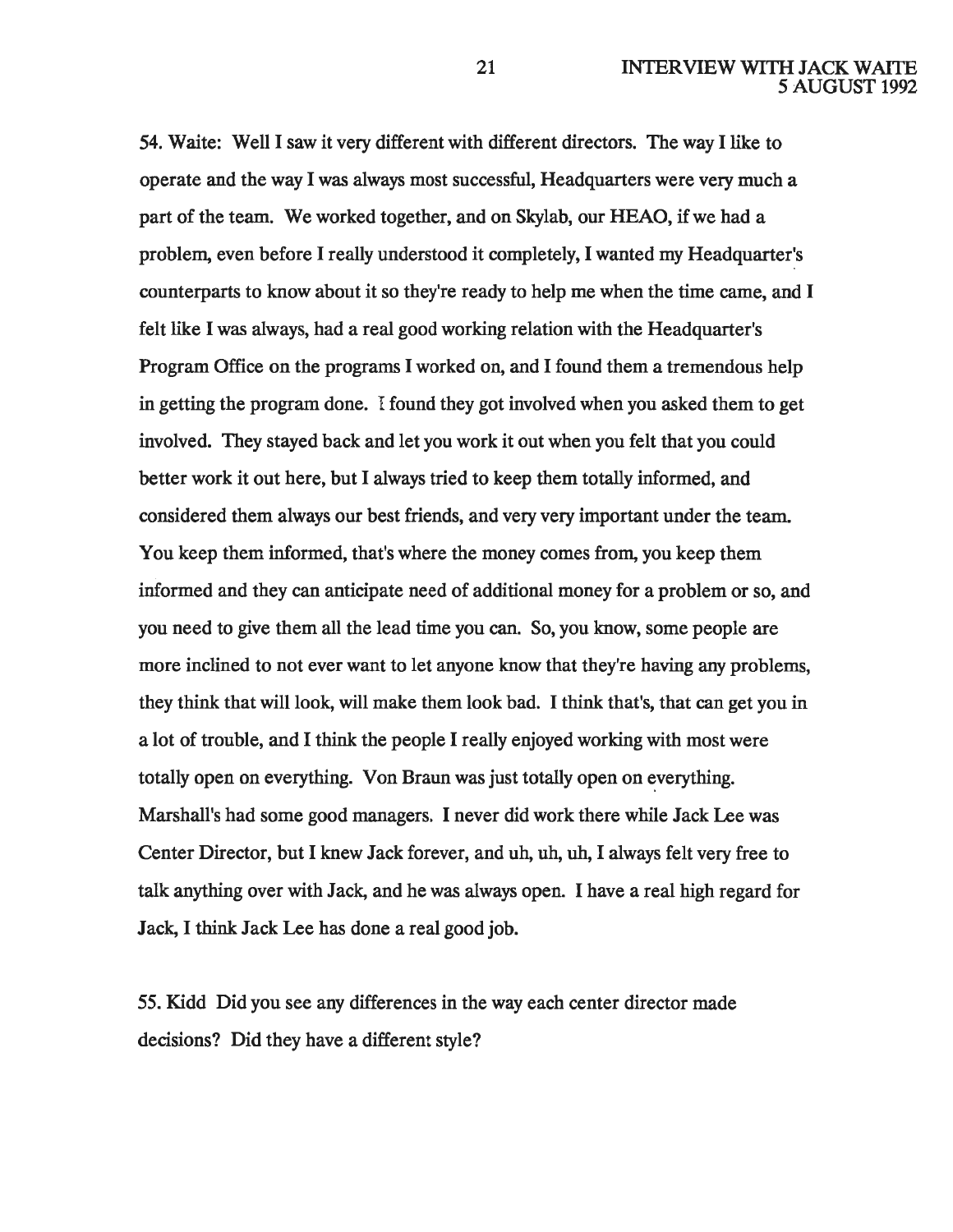54. Waite: Well I saw it very different with different directors. The way I like to operate and the way I was always most successful, Headquarters were very much a part of the team. We worked together, and on Skylab, our HEAO, if we had a problem, even before I really understood it completely, I wanted my Headquarter's counterparts to know about it so they're ready to help me when the time came, and I felt like I was always, had a real good working relation with the Headquarter's Program Office on the programs I worked on, and I found them a tremendous help in getting the program done. I found they got involved when you asked them to get involved. They stayed back and let you work it out when you felt that you could better work it out here, but I always tried to keep them totally informed, and considered them always our best friends, and very very important under the team. You keep them informed, that's where the money comes from, you keep them informed and they can anticipate need of additional money for a problem or so, and you need to give them all the lead time you can. So, you know, some people are more inclined to not ever want to let anyone know that they're having any problems, they think that will look, will make them look bad. I think that's, that can get you in a lot of trouble, and I think the people I really enjoyed working with most were totally open on everything. Von Braun was just totally open on everything. Marshall's had some good managers. I never did work there while Jack Lee was Center Director, but I knew Jack forever, and uh, uh, uh, I always felt very free to talk anything over with Jack, and he was always open. I have a real high regard for Jack, I think Jack Lee has done a real good job.

55. Kidd Did you see any differences in the way each center director made decisions? Did they have a different style?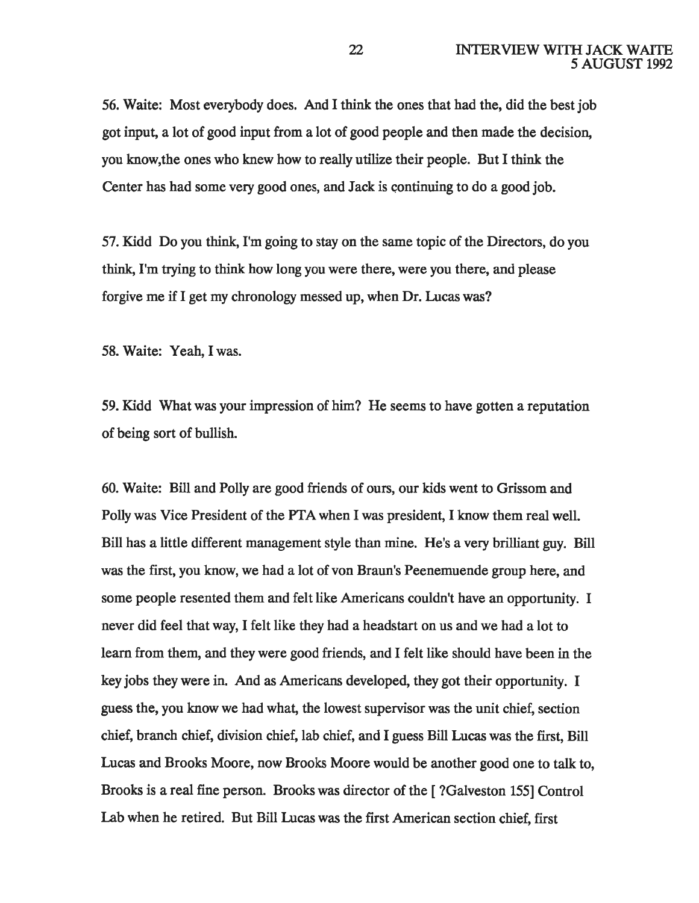56. Waite: Most everybody does. And I think the ones that had the, did the best job got input, a lot of good input from a lot of good people and then made the decision, you know,the ones who knew how to really utilize their people. But I think the Center has had some very good ones, and Jack is continuing to do a good job.

57. Kidd Do you think, I'm going to stay on the same topic of the Directors, do you think, I'm trying to think how long you were there, were you there, and please forgive me if I get my chronology messed up, when Dr. Lucas was?

58. Waite: Yeah, I was.

59. Kidd What was your impression of him? He seems to have gotten a reputation of being sort of bullish.

60. Waite: Bill and Polly are good friends of ours, our kids went to Grissom and Polly was Vice President of the PTA when I was president, I know them real well. Bill has a little different management style than mine. He's a very brilliant guy. Bill was the first, you know, we had a lot of von Braun's Peenemuende group here, and some people resented them and felt like Americans couldn't have an opportunity. I never did feel that way, I felt like they had a headstart on us and we had a lot to learn from them, and they were good friends, and I felt like should have been in the key jobs they were in. And as Americans developed, they got their opportunity. I guess the, you know we had what, the lowest supervisor was the unit chief, section chief, branch chief, division chief, lab chief, and I guess Bill Lucas was the first, Bill Lucas and Brooks Moore, now Brooks Moore would be another good one to talk to, Brooks is a real fine person. Brooks was director of the [ ?Galveston 155] Control Lab when he retired. But Bill Lucas was the first American section chief, first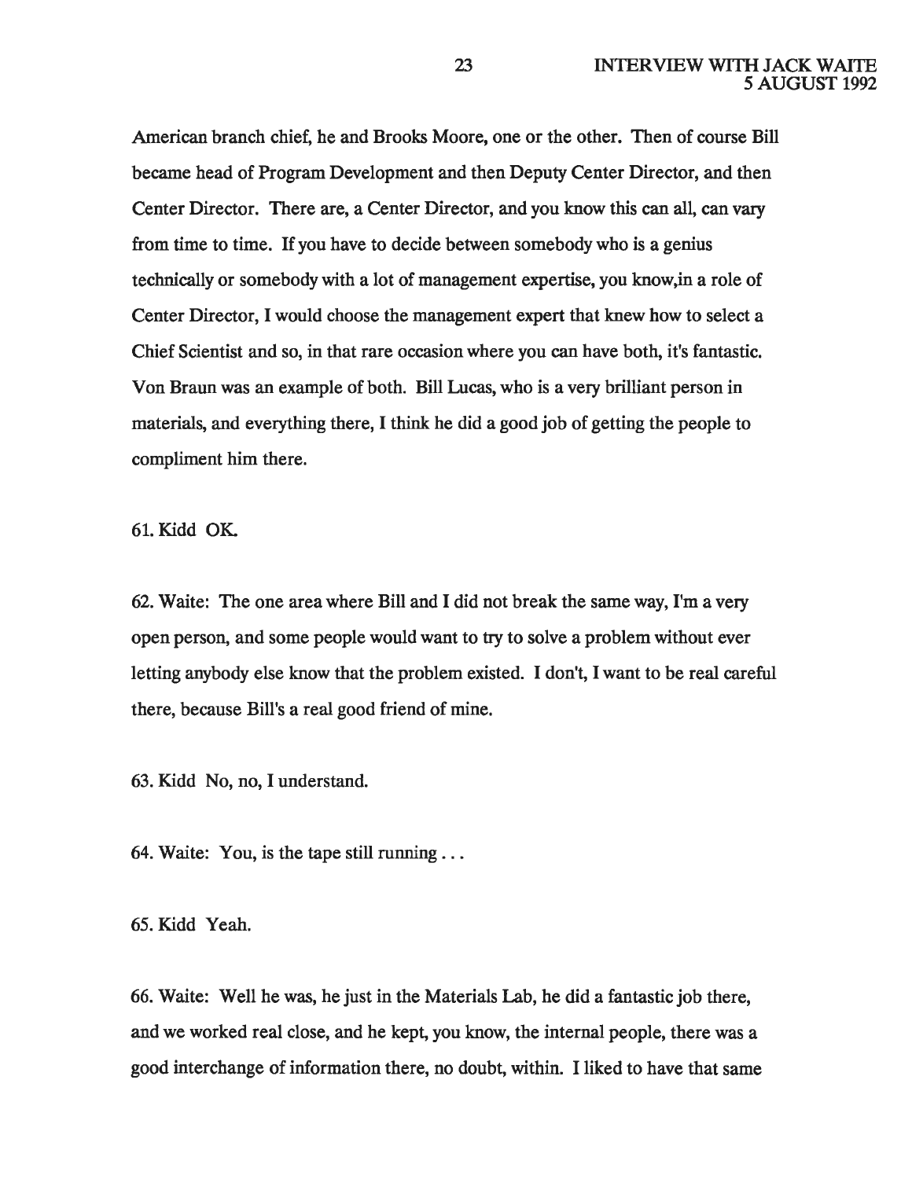American branch chief, he and Brooks Moore, one or the other. Then of course Bill became head of Program Development and then Deputy Center Director, and then Center Director. There are, a Center Director, and you know this can all, can vary from time to time. If you have to decide between somebody who is a genius technically or somebody with a lot of management expertise, you know,in a role of Center Director, I would choose the management expert that knew how to select a Chief Scientist and so, in that rare occasion where you can have both, it's fantastic. Von Braun was an example of both. Bill Lucas, who is a very brilliant person in materials, and everything there, I think he did a good job of getting the people to compliment him there.

61. Kidd OK.

62. Waite: The one area where Bill and I did not break the same way, I'm a very open person, and some people would want to try to solve a problem without ever letting anybody else know that the problem existed. I don't, I want to be real careful there, because Bill's a real good friend of mine.

63. Kidd No, no, I understand.

64. Waite: You, is the tape still running . . .

65. Kidd Yeah.

66. Waite: Well he was, he just in the Materials Lab, he did a fantastic job there, and we worked real close, and he kept, you know, the internal people, there was a good interchange of information there, no doubt, within. I liked to have that same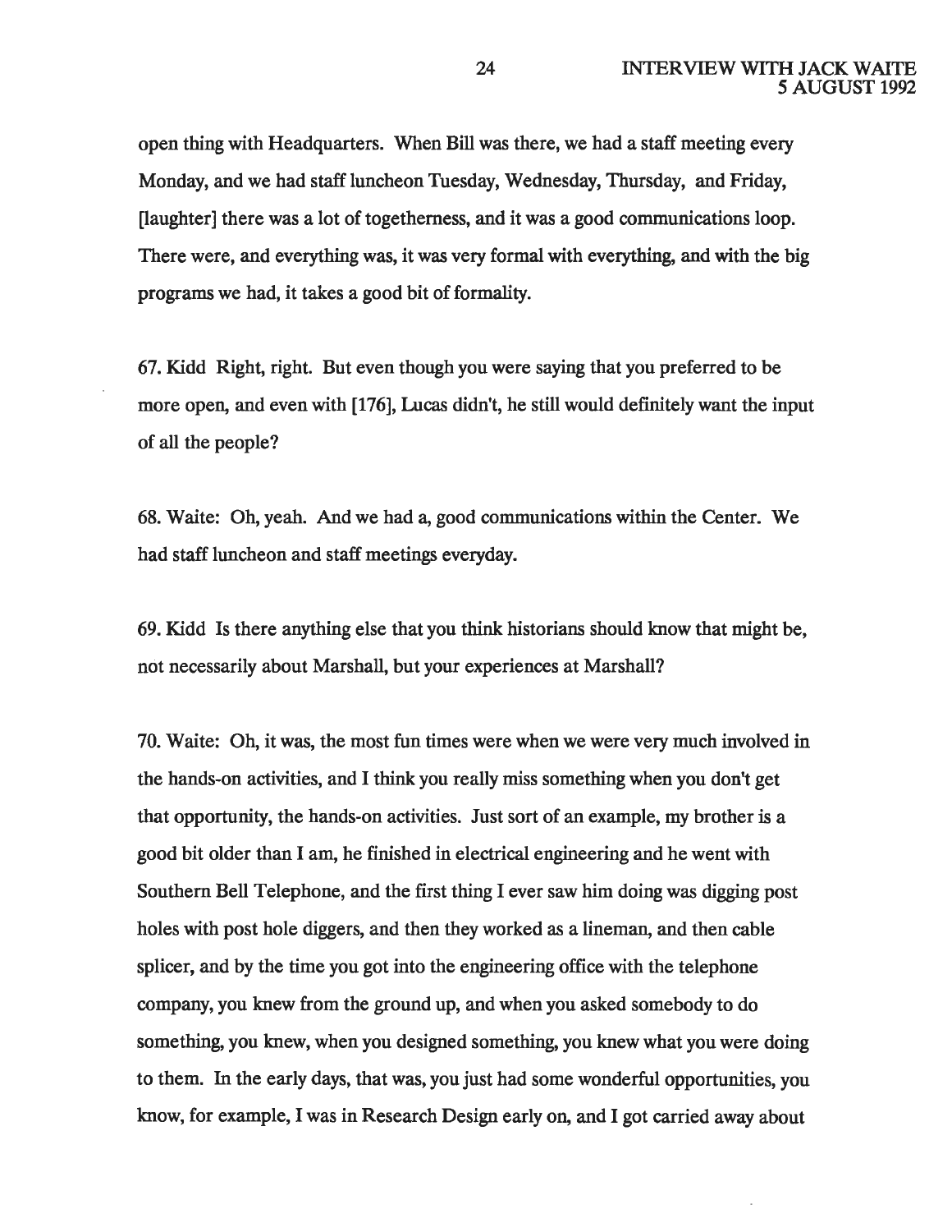open thing with Headquarters. When Bill was there, we had a staff meeting every Monday, and we had staff luncheon Tuesday, Wednesday, Thursday, and Friday, [laughter] there was a lot of togetherness, and it was a good communications loop. There were, and everything was, it was very formal with everything, and with the big programs we had, it takes a good bit of formality.

67. Kidd Right, right. But even though you were saying that you preferred to be more open, and even with [176], Lucas didn't, he still would definitely want the input of all the people?

68. Waite: Oh, yeah. And we had a, good communications within the Center. We had staff luncheon and staff meetings everyday.

69. Kidd Is there anything else that you think historians should know that might be, not necessarily about Marshall, but your experiences at Marshall?

70. Waite: Oh, it was, the most fun times were when we were very much involved in the hands-on activities, and I think you really miss something when you don't get that opportunity, the hands-on activities. Just sort of an example, my brother is a good bit older than I am, he finished in electrical engineering and he went with Southern Bell Telephone, and the first thing I ever saw him doing was digging post holes with post hole diggers, and then they worked as a lineman, and then cable splicer, and by the time you got into the engineering office with the telephone company, you knew from the ground up, and when you asked somebody to do something, you knew, when you designed something, you knew what you were doing to them. In the early days, that was, you just had some wonderful opportunities, you know, for example, I was in Research Design early on, and I got carried away about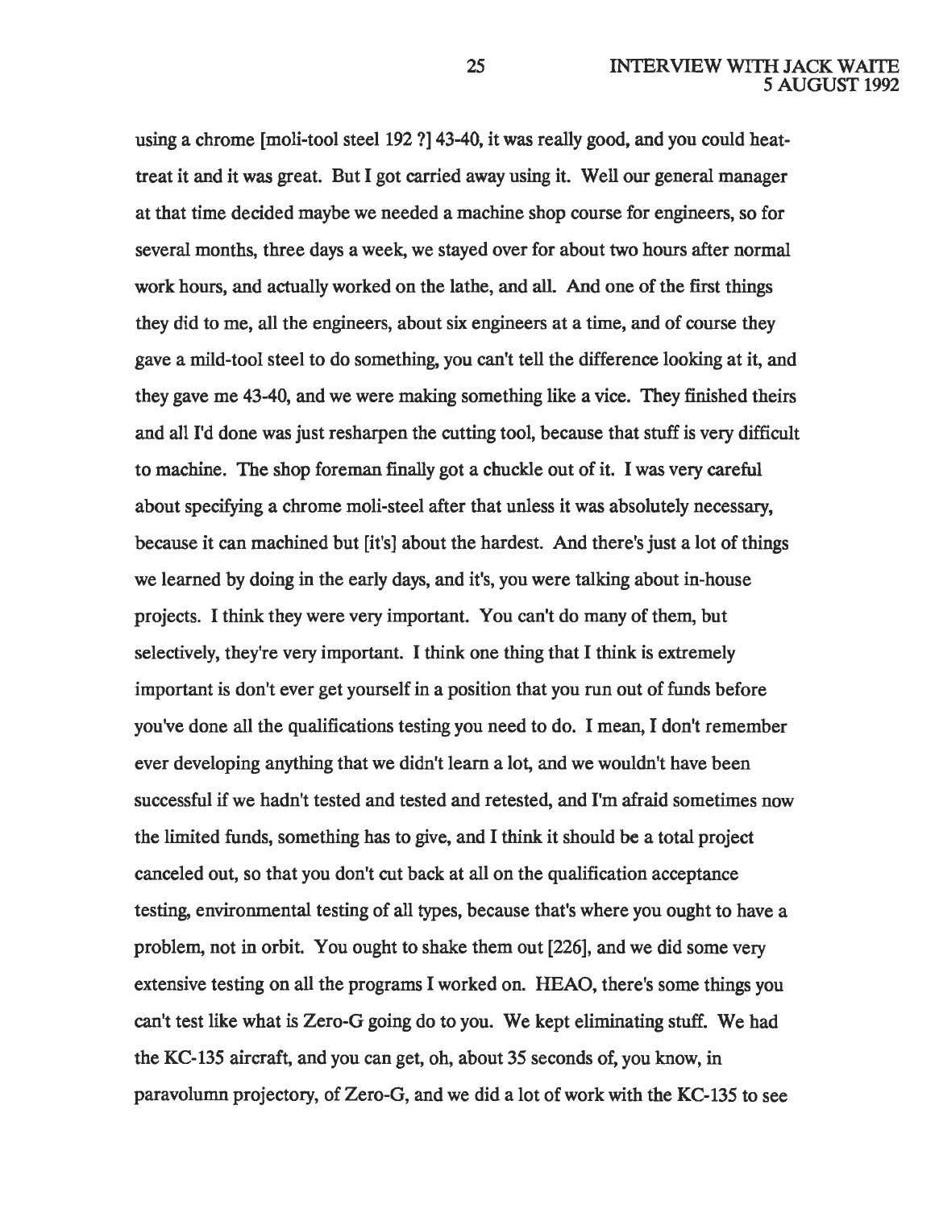using a chrome [moli-tool steel 192 ?] 43-40, it was really good, and you could heat-treat it and it was great. But I got carried away using it. Well our general manager at that time decided maybe we needed a machine shop course for engineers, so for several months, three days a week, we stayed over for about two hours after normal work hours, and actually worked on the lathe, and all. And one of the first things they did to me, all the engineers, about six engineers at a time, and of course they gave a mild-tool steel to do something, you can't tell the difference looking at it, and they gave me 43-40, and we were making something like a vice. They finished theirs and all I'd done was just resharpen the cutting tool, because that stuff is very difficult to machine. The shop foreman finally got a chuckle out of it. I was very careful about specifying a chrome moli-steel after that unless it was absolutely necessary, because it can machined but [it's] about the hardest. And there's just a lot of things we learned by doing in the early days, and it's, you were talking about in-house projects. I think they were very important. You can't do many of them, but selectively, they're very important. I think one thing that I think is extremely important is don't ever get yourself in a position that you run out of funds before you've done all the qualifications testing you need to do. I mean, I don't remember ever developing anything that we didn't learn a lot, and we wouldn't have been successful if we hadn't tested and tested and retested, and I'm afraid sometimes now the limited funds, something has to give, and I think it should be a total project canceled out, so that you don't cut back at all on the qualification acceptance testing, environmental testing of all types, because that's where you ought to have a problem, not in orbit. You ought to shake them out [226], and we did some very extensive testing on all the programs I worked on. HEAO, there's some things you can't test like what is Zero-G going do to you. We kept eliminating stuff. We had the KC-135 aircraft, and you can get, oh, about 35 seconds of, you know, in paravolumn projectory, of Zero-G, and we did a lot of work with the KC-135 to see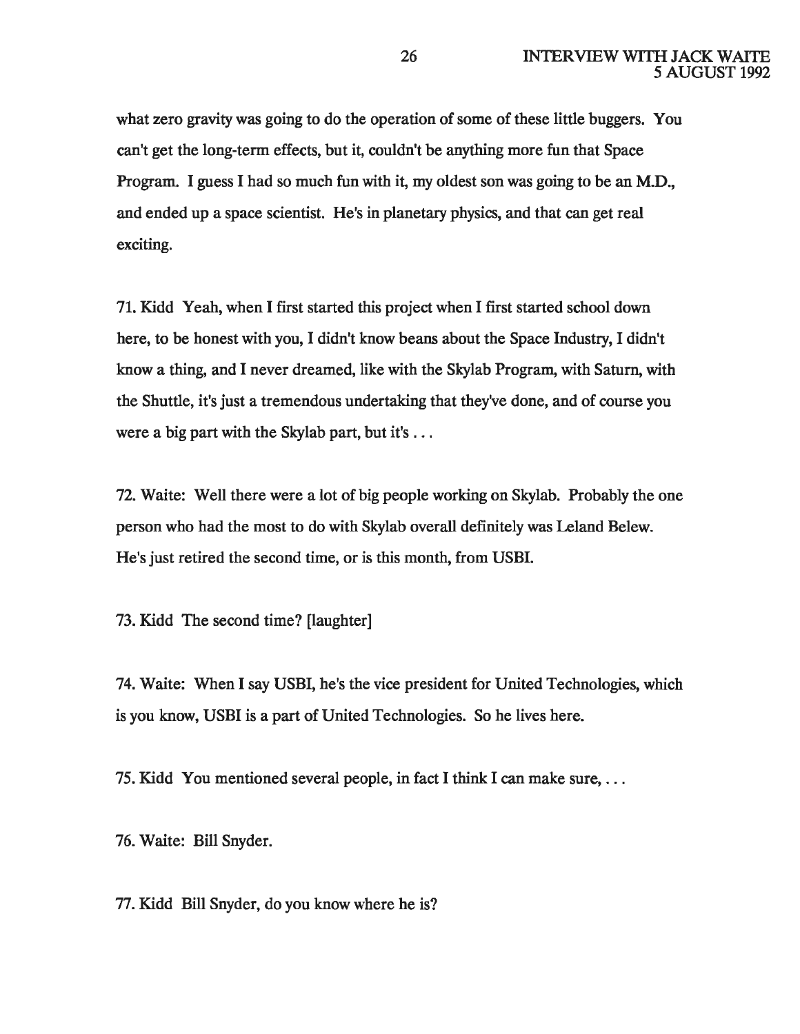what zero gravity was going to do the operation of some of these little buggers. You can't get the long-term effects, but it, couldn't be anything more fun that Space Program. I guess I had so much fun with it, my oldest son was going to be an M.D., and ended up a space scientist. He's in planetary physics, and that can get real exciting.

71. Kidd Yeah, when I first started this project when I first started school down here, to be honest with you, I didn't know beans about the Space Industry, I didn't know a thing, and I never dreamed, like with the Skylab Program, with Saturn, with the Shuttle, it's just a tremendous undertaking that they've done, and of course you were a big part with the Skylab part, but it's . . .

72. Waite: Well there were a lot of big people working on Skylab. Probably the one person who had the most to do with Skylab overall definitely was Leland Belew. He's just retired the second time, or is this month, from USBI.

73. Kidd The second time? [laughter]

74. Waite: When I say USBI, he's the vice president for United Technologies, which is you know, USBI is a part of United Technologies. So he lives here.

75. Kidd You mentioned several people, in fact I think I can make sure, . . .

76. Waite: Bill Snyder.

77. Kidd Bill Snyder, do you know where he is?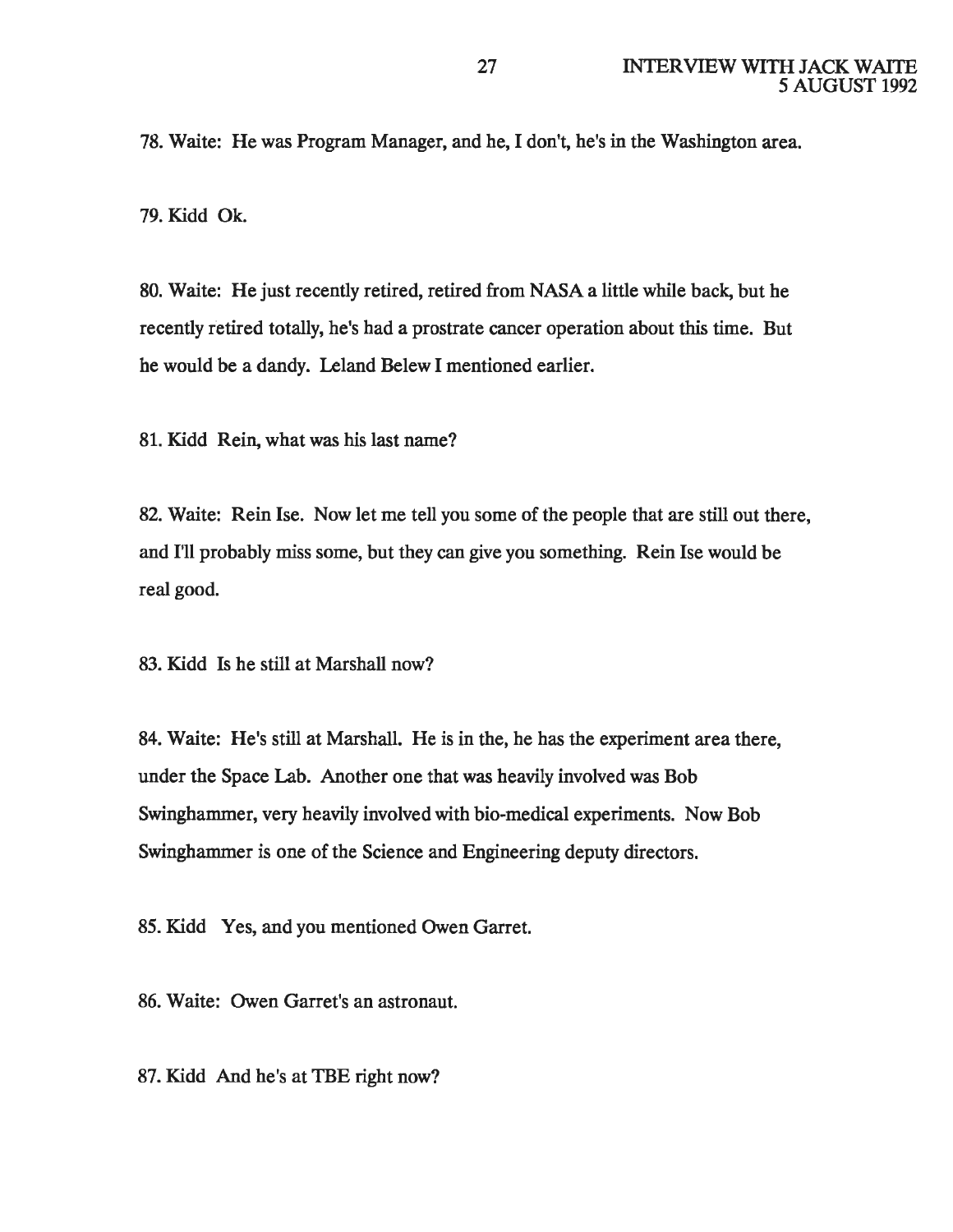78. Waite: He was Program Manager, and he, I don't, he's in the Washington area.

79. Kidd Ok.

80. Waite: He just recently retired, retired from NASA a little while back, but he recently retired totally, he's had a prostrate cancer operation about this time. But he would be a dandy. Leland Belew I mentioned earlier.

81. Kidd Rein, what was his last name?

82. Waite: Rein Ise. Now let me tell you some of the people that are still out there, and I'll probably miss some, but they can give you something. Rein Ise would be real good.

83. Kidd Is he still at Marshall now?

84. Waite: He's still at Marshall. He is in the, he has the experiment area there, under the Space Lab. Another one that was heavily involved was Bob Swinghammer, very heavily involved with bio-medical experiments. Now Bob Swinghammer is one of the Science and Engineering deputy directors.

85. Kidd Yes, and you mentioned Owen Garret.

86. Waite: Owen Garret's an astronaut.

87. Kidd And he's at TBE right now?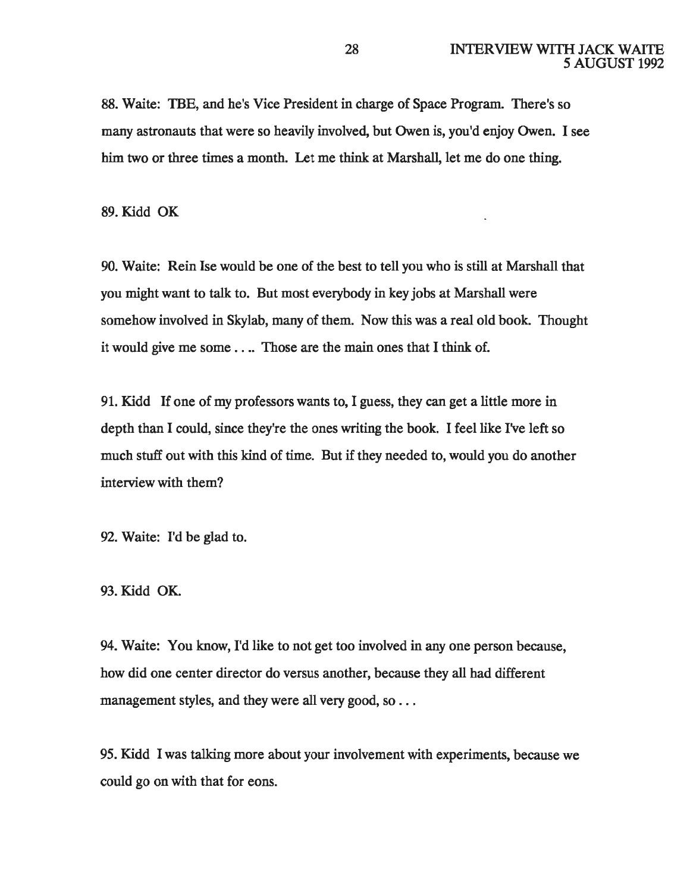88. Waite: TBE, and he's Vice President in charge of Space Program. There's so many astronauts that were so heavily involved, but Owen is, you'd enjoy Owen. I see him two or three times a month. Let me think at Marshall, let me do one thing.

89. Kidd OK

90. Waite: Rein Ise would be one of the best to tell you who is still at Marshall that you might want to talk to. But most everybody in key jobs at Marshall were somehow involved in Skylab, many of them. Now this was a real old book. Thought it would give me some . . .. Those are the main ones that I think of.

91. Kidd If one of my professors wants to, I guess, they can get a little more in depth than I could, since they're the ones writing the book. I feel like I've left so much stuff out with this kind of time. But if they needed to, would you do another interview with them?

92. Waite: I'd be glad to.

93. Kidd OK.

94. Waite: You know, I'd like to not get too involved in any one person because, how did one center director do versus another, because they all had different management styles, and they were all very good, so . . .

95. Kidd I was talking more about your involvement with experiments, because we could go on with that for eons.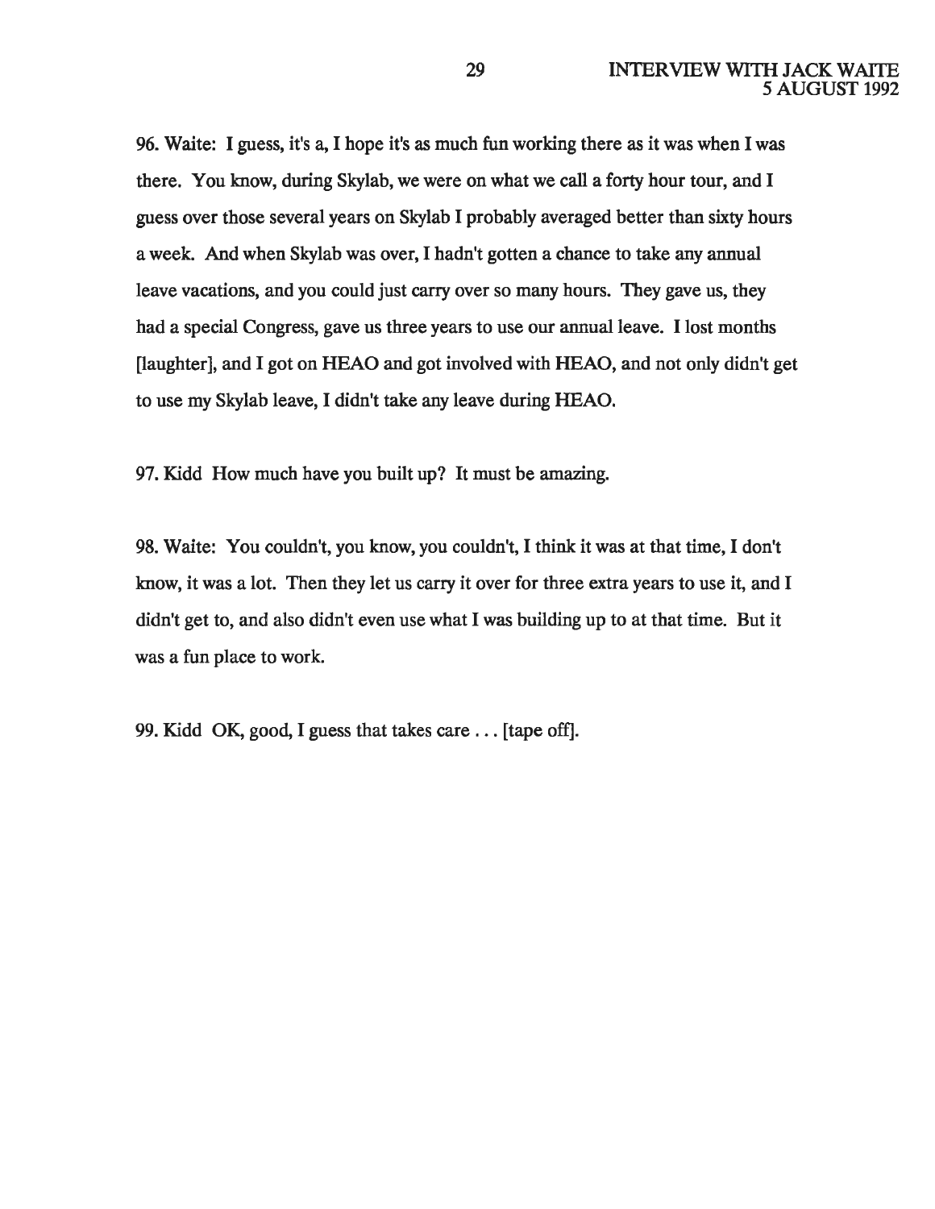96. Waite: I guess, it's a, I hope it's as much fun working there as it was when I was there. You know, during Skylab, we were on what we call a forty hour tour, and I guess over those several years on Skylab I probably averaged better than sixty hours a week. And when Skylab was over, I hadn't gotten a chance to take any annual leave vacations, and you could just carry over so many hours. They gave us, they had a special Congress, gave us three years to use our annual leave. I lost months [laughter], and I got on HEAO and got involved with HEAO, and not only didn't get to use my Skylab leave, I didn't take any leave during HEAO.

97. Kidd How much have you built up? It must be amazing.

98. Waite: You couldn't, you know, you couldn't, I think it was at that time, I don't know, it was a lot. Then they let us carry it over for three extra years to use it, and I didn't get to, and also didn't even use what I was building up to at that time. But it was a fun place to work.

99. Kidd OK, good, I guess that takes care . . . [tape off].